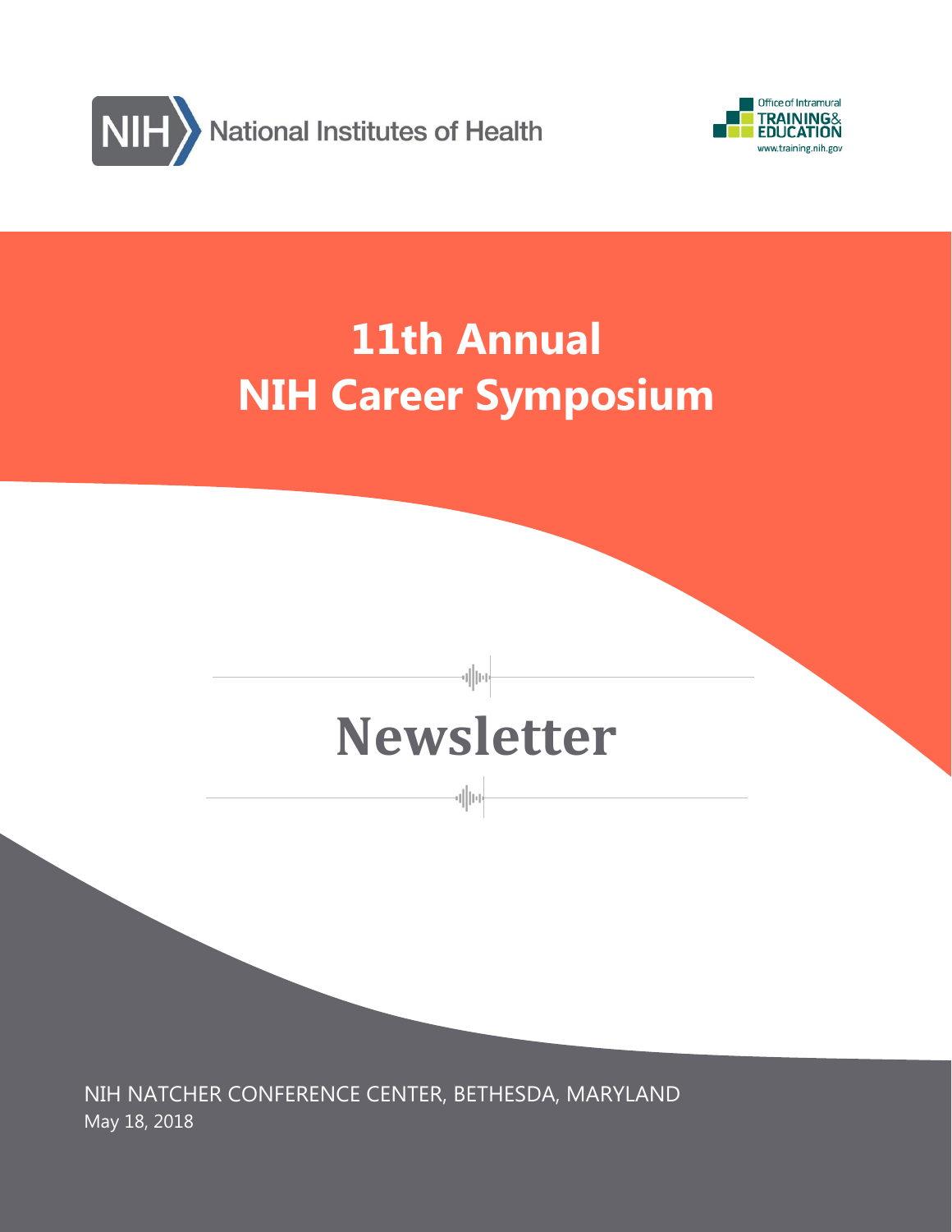National Institutes of Health

Office of Intramural TRAINING & EDUCATION
www.training.nih.gov

# 11th Annual NIH Career Symposium

# Newsletter

NIH NATCHER CONFERENCE CENTER, BETHESDA, MARYLAND
May 18, 2018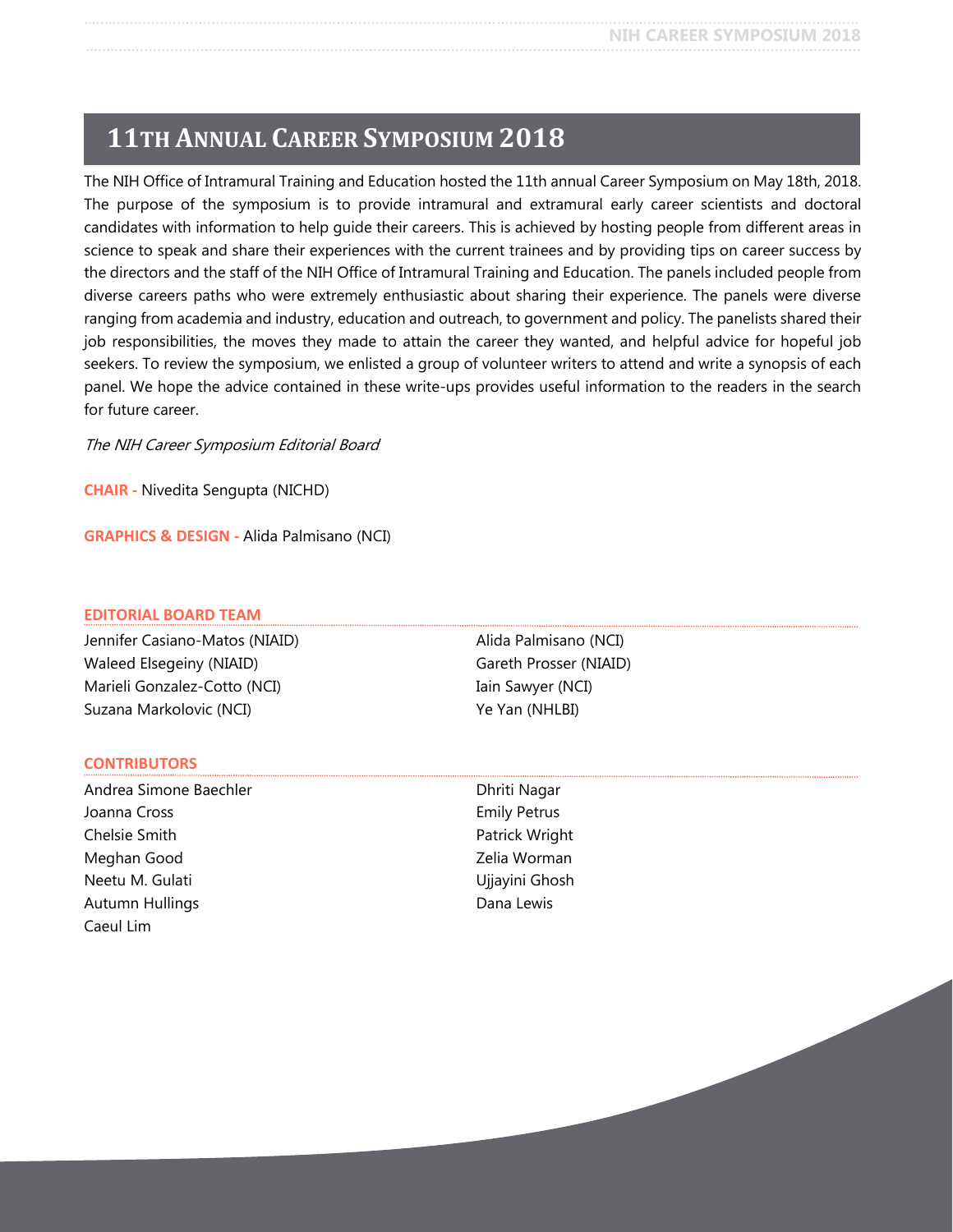# 11TH ANNUAL CAREER SYMPOSIUM 2018

The NIH Office of Intramural Training and Education hosted the 11th annual Career Symposium on May 18th, 2018. The purpose of the symposium is to provide intramural and extramural early career scientists and doctoral candidates with information to help guide their careers. This is achieved by hosting people from different areas in science to speak and share their experiences with the current trainees and by providing tips on career success by the directors and the staff of the NIH Office of Intramural Training and Education. The panels included people from diverse careers paths who were extremely enthusiastic about sharing their experience. The panels were diverse ranging from academia and industry, education and outreach, to government and policy. The panelists shared their job responsibilities, the moves they made to attain the career they wanted, and helpful advice for hopeful job seekers. To review the symposium, we enlisted a group of volunteer writers to attend and write a synopsis of each panel. We hope the advice contained in these write-ups provides useful information to the readers in the search for future career.

*The NIH Career Symposium Editorial Board*

**CHAIR -** Nivedita Sengupta (NICHD)

**GRAPHICS & DESIGN -** Alida Palmisano (NCI)

### EDITORIAL BOARD TEAM

Jennifer Casiano-Matos (NIAID)
Waleed Elsegeiny (NIAID)
Marieli Gonzalez-Cotto (NCI)
Suzana Markolovic (NCI)
Alida Palmisano (NCI)
Gareth Prosser (NIAID)
Iain Sawyer (NCI)
Ye Yan (NHLBI)

### CONTRIBUTORS

Andrea Simone Baechler
Joanna Cross
Chelsie Smith
Meghan Good
Neetu M. Gulati
Autumn Hullings
Caeul Lim
Dhriti Nagar
Emily Petrus
Patrick Wright
Zelia Worman
Ujjayini Ghosh
Dana Lewis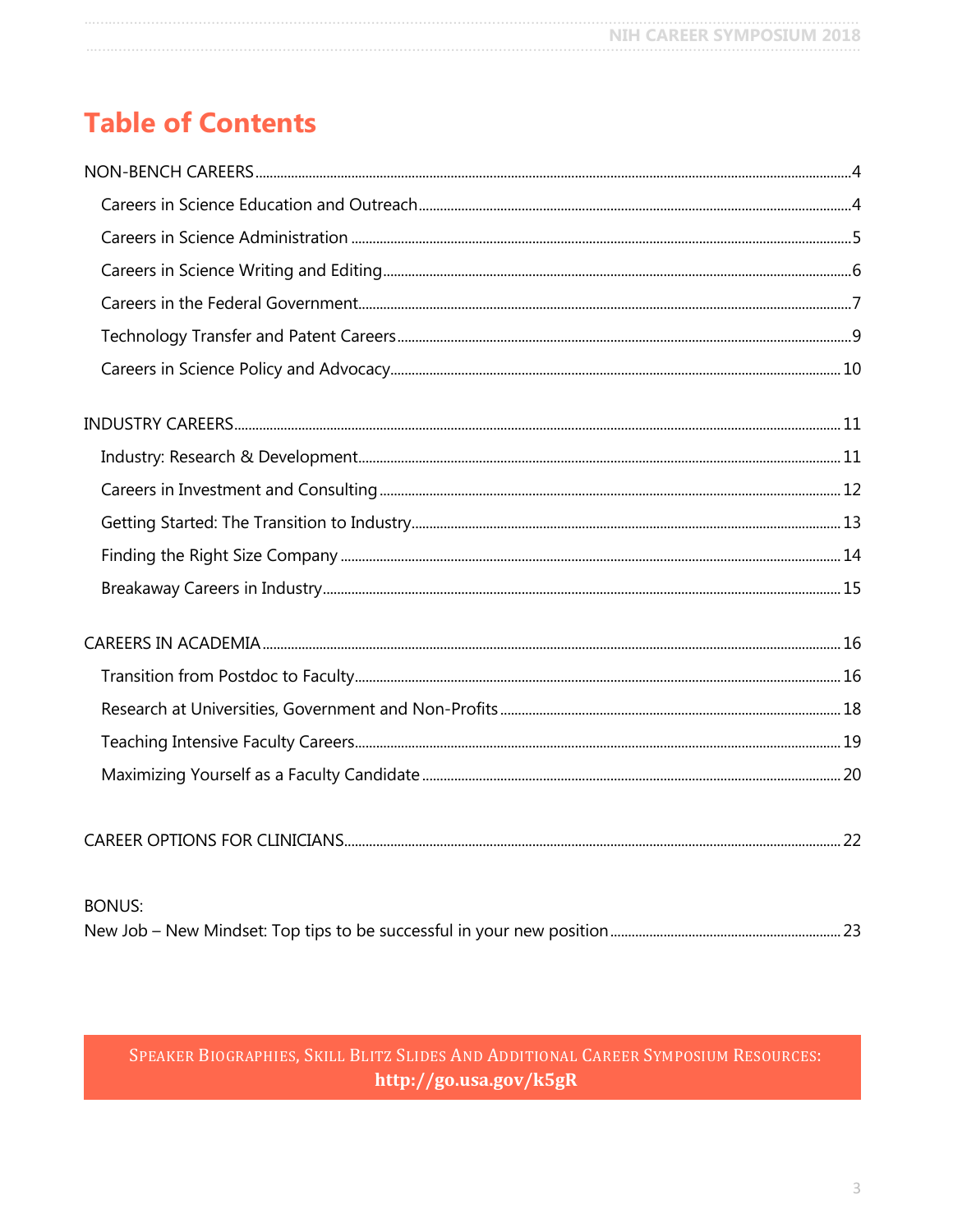# Table of Contents

NON-BENCH CAREERS .......... 4

- Careers in Science Education and Outreach .......... 4
- Careers in Science Administration .......... 5
- Careers in Science Writing and Editing .......... 6
- Careers in the Federal Government .......... 7
- Technology Transfer and Patent Careers .......... 9
- Careers in Science Policy and Advocacy .......... 10

INDUSTRY CAREERS .......... 11

- Industry: Research & Development .......... 11
- Careers in Investment and Consulting .......... 12
- Getting Started: The Transition to Industry .......... 13
- Finding the Right Size Company .......... 14
- Breakaway Careers in Industry .......... 15

CAREERS IN ACADEMIA .......... 16

- Transition from Postdoc to Faculty .......... 16
- Research at Universities, Government and Non-Profits .......... 18
- Teaching Intensive Faculty Careers .......... 19
- Maximizing Yourself as a Faculty Candidate .......... 20

CAREER OPTIONS FOR CLINICIANS .......... 22

BONUS:
New Job – New Mindset: Top tips to be successful in your new position .......... 23

SPEAKER BIOGRAPHIES, SKILL BLITZ SLIDES AND ADDITIONAL CAREER SYMPOSIUM RESOURCES:
**http://go.usa.gov/k5gR**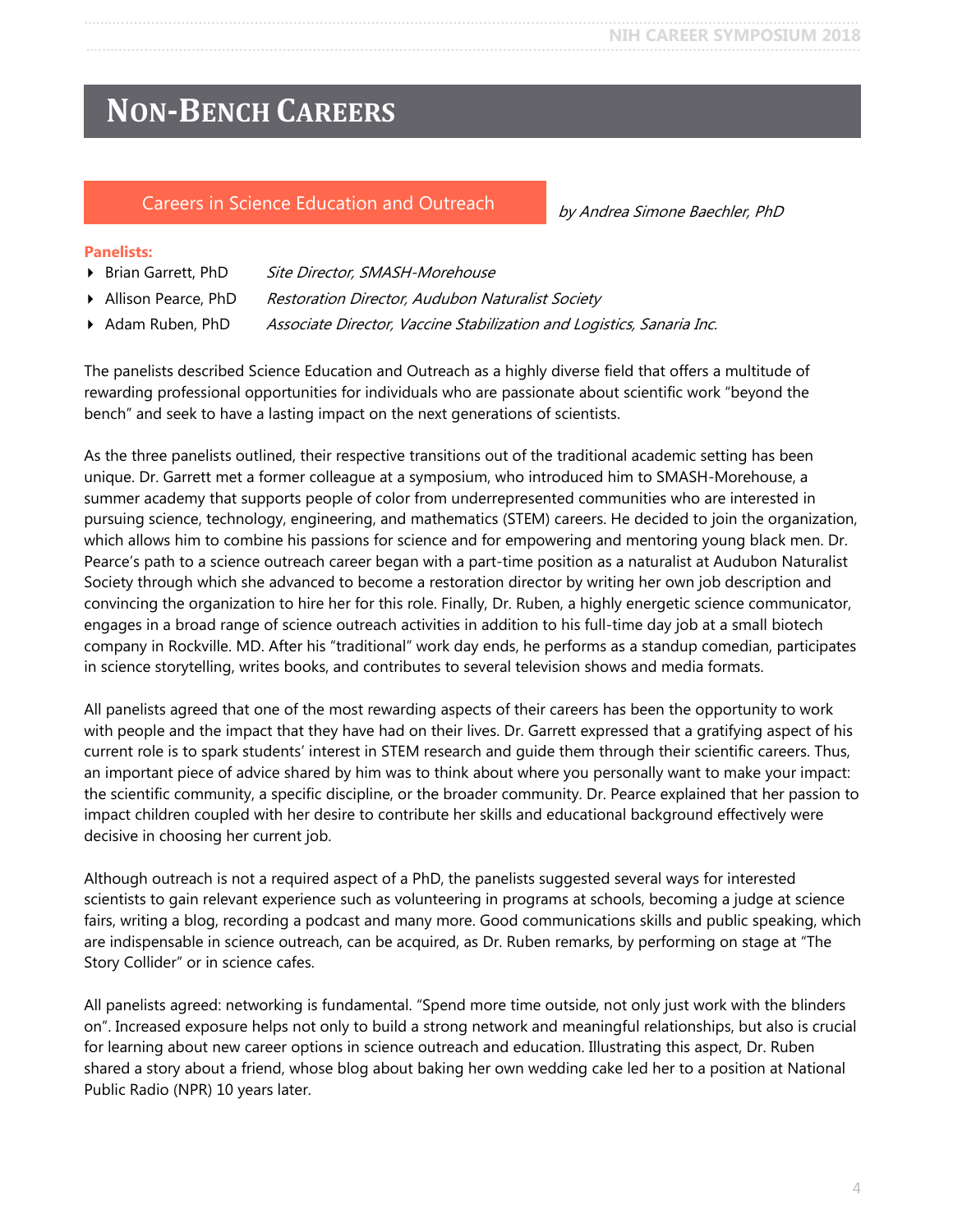# NON-BENCH CAREERS

## Careers in Science Education and Outreach

*by Andrea Simone Baechler, PhD*

**Panelists:**

- Brian Garrett, PhD — *Site Director, SMASH-Morehouse*
- Allison Pearce, PhD — *Restoration Director, Audubon Naturalist Society*
- Adam Ruben, PhD — *Associate Director, Vaccine Stabilization and Logistics, Sanaria Inc.*

The panelists described Science Education and Outreach as a highly diverse field that offers a multitude of rewarding professional opportunities for individuals who are passionate about scientific work "beyond the bench" and seek to have a lasting impact on the next generations of scientists.

As the three panelists outlined, their respective transitions out of the traditional academic setting has been unique. Dr. Garrett met a former colleague at a symposium, who introduced him to SMASH-Morehouse, a summer academy that supports people of color from underrepresented communities who are interested in pursuing science, technology, engineering, and mathematics (STEM) careers. He decided to join the organization, which allows him to combine his passions for science and for empowering and mentoring young black men. Dr. Pearce's path to a science outreach career began with a part-time position as a naturalist at Audubon Naturalist Society through which she advanced to become a restoration director by writing her own job description and convincing the organization to hire her for this role. Finally, Dr. Ruben, a highly energetic science communicator, engages in a broad range of science outreach activities in addition to his full-time day job at a small biotech company in Rockville. MD. After his "traditional" work day ends, he performs as a standup comedian, participates in science storytelling, writes books, and contributes to several television shows and media formats.

All panelists agreed that one of the most rewarding aspects of their careers has been the opportunity to work with people and the impact that they have had on their lives. Dr. Garrett expressed that a gratifying aspect of his current role is to spark students' interest in STEM research and guide them through their scientific careers. Thus, an important piece of advice shared by him was to think about where you personally want to make your impact: the scientific community, a specific discipline, or the broader community. Dr. Pearce explained that her passion to impact children coupled with her desire to contribute her skills and educational background effectively were decisive in choosing her current job.

Although outreach is not a required aspect of a PhD, the panelists suggested several ways for interested scientists to gain relevant experience such as volunteering in programs at schools, becoming a judge at science fairs, writing a blog, recording a podcast and many more. Good communications skills and public speaking, which are indispensable in science outreach, can be acquired, as Dr. Ruben remarks, by performing on stage at "The Story Collider" or in science cafes.

All panelists agreed: networking is fundamental. "Spend more time outside, not only just work with the blinders on". Increased exposure helps not only to build a strong network and meaningful relationships, but also is crucial for learning about new career options in science outreach and education. Illustrating this aspect, Dr. Ruben shared a story about a friend, whose blog about baking her own wedding cake led her to a position at National Public Radio (NPR) 10 years later.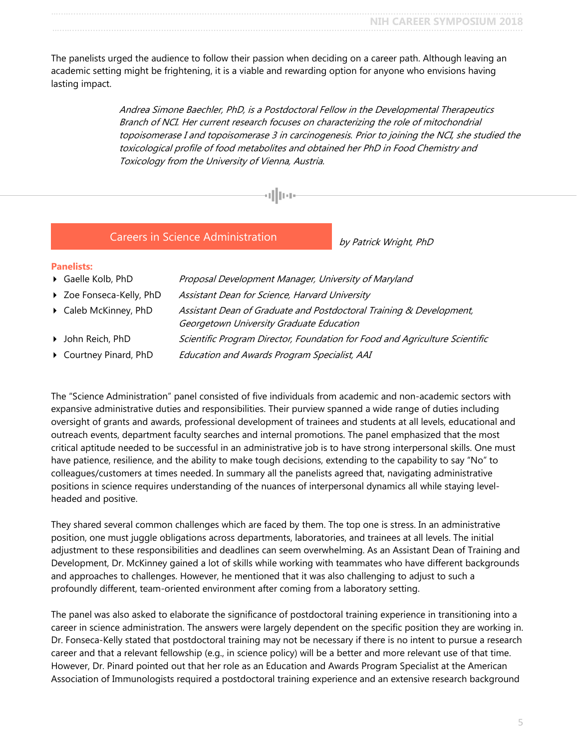The panelists urged the audience to follow their passion when deciding on a career path. Although leaving an academic setting might be frightening, it is a viable and rewarding option for anyone who envisions having lasting impact.

> *Andrea Simone Baechler, PhD, is a Postdoctoral Fellow in the Developmental Therapeutics Branch of NCI. Her current research focuses on characterizing the role of mitochondrial topoisomerase I and topoisomerase 3 in carcinogenesis. Prior to joining the NCI, she studied the toxicological profile of food metabolites and obtained her PhD in Food Chemistry and Toxicology from the University of Vienna, Austria.*

---

## Careers in Science Administration

*by Patrick Wright, PhD*

**Panelists:**

- Gaelle Kolb, PhD — *Proposal Development Manager, University of Maryland*
- Zoe Fonseca-Kelly, PhD — *Assistant Dean for Science, Harvard University*
- Caleb McKinney, PhD — *Assistant Dean of Graduate and Postdoctoral Training & Development, Georgetown University Graduate Education*
- John Reich, PhD — *Scientific Program Director, Foundation for Food and Agriculture Scientific*
- Courtney Pinard, PhD — *Education and Awards Program Specialist, AAI*

The "Science Administration" panel consisted of five individuals from academic and non-academic sectors with expansive administrative duties and responsibilities. Their purview spanned a wide range of duties including oversight of grants and awards, professional development of trainees and students at all levels, educational and outreach events, department faculty searches and internal promotions. The panel emphasized that the most critical aptitude needed to be successful in an administrative job is to have strong interpersonal skills. One must have patience, resilience, and the ability to make tough decisions, extending to the capability to say "No" to colleagues/customers at times needed. In summary all the panelists agreed that, navigating administrative positions in science requires understanding of the nuances of interpersonal dynamics all while staying level-headed and positive.

They shared several common challenges which are faced by them. The top one is stress. In an administrative position, one must juggle obligations across departments, laboratories, and trainees at all levels. The initial adjustment to these responsibilities and deadlines can seem overwhelming. As an Assistant Dean of Training and Development, Dr. McKinney gained a lot of skills while working with teammates who have different backgrounds and approaches to challenges. However, he mentioned that it was also challenging to adjust to such a profoundly different, team-oriented environment after coming from a laboratory setting.

The panel was also asked to elaborate the significance of postdoctoral training experience in transitioning into a career in science administration. The answers were largely dependent on the specific position they are working in. Dr. Fonseca-Kelly stated that postdoctoral training may not be necessary if there is no intent to pursue a research career and that a relevant fellowship (e.g., in science policy) will be a better and more relevant use of that time. However, Dr. Pinard pointed out that her role as an Education and Awards Program Specialist at the American Association of Immunologists required a postdoctoral training experience and an extensive research background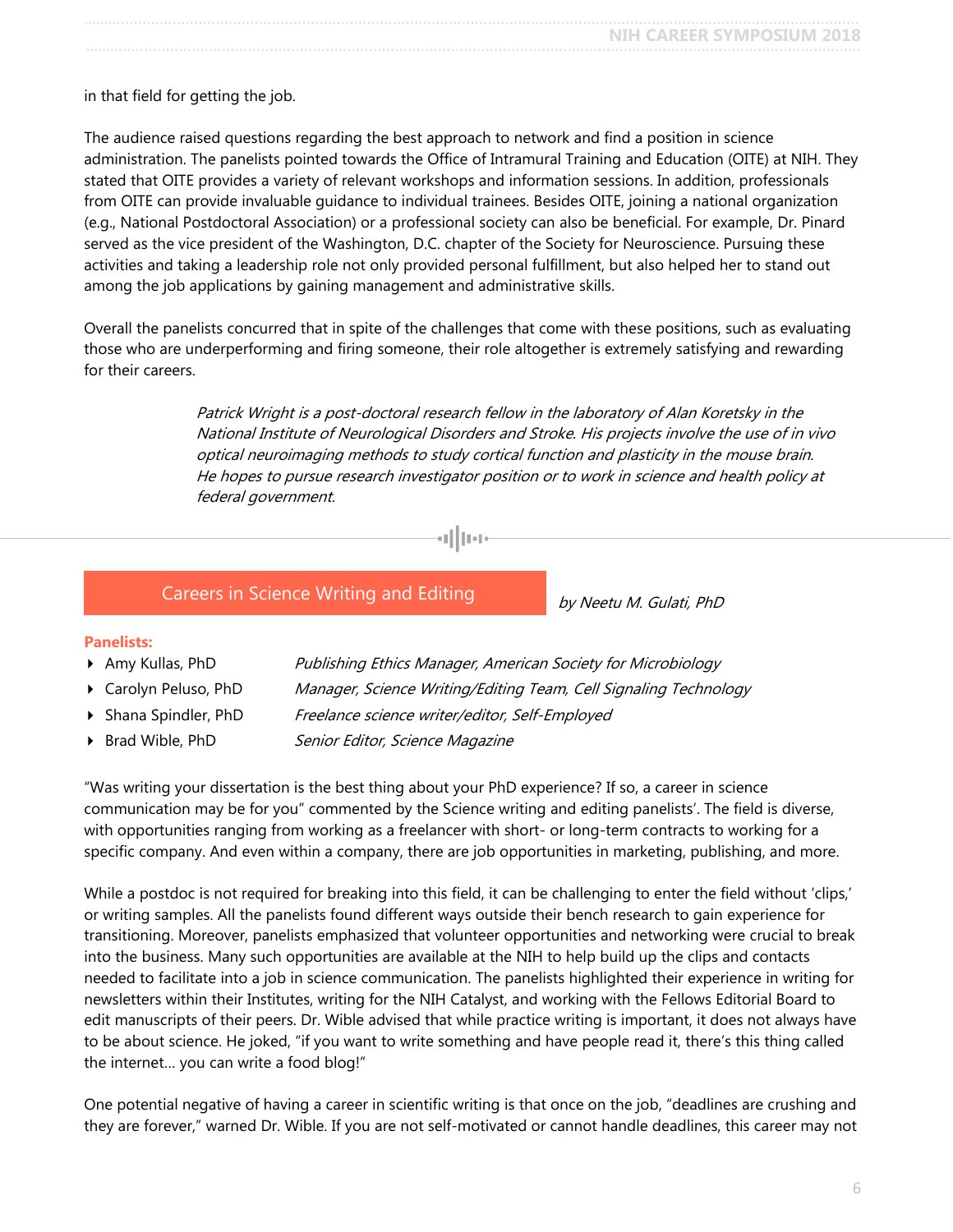in that field for getting the job.

The audience raised questions regarding the best approach to network and find a position in science administration. The panelists pointed towards the Office of Intramural Training and Education (OITE) at NIH. They stated that OITE provides a variety of relevant workshops and information sessions. In addition, professionals from OITE can provide invaluable guidance to individual trainees. Besides OITE, joining a national organization (e.g., National Postdoctoral Association) or a professional society can also be beneficial. For example, Dr. Pinard served as the vice president of the Washington, D.C. chapter of the Society for Neuroscience. Pursuing these activities and taking a leadership role not only provided personal fulfillment, but also helped her to stand out among the job applications by gaining management and administrative skills.

Overall the panelists concurred that in spite of the challenges that come with these positions, such as evaluating those who are underperforming and firing someone, their role altogether is extremely satisfying and rewarding for their careers.

*Patrick Wright is a post-doctoral research fellow in the laboratory of Alan Koretsky in the National Institute of Neurological Disorders and Stroke. His projects involve the use of in vivo optical neuroimaging methods to study cortical function and plasticity in the mouse brain. He hopes to pursue research investigator position or to work in science and health policy at federal government.*

## Careers in Science Writing and Editing

*by Neetu M. Gulati, PhD*

**Panelists:**

- Amy Kullas, PhD — *Publishing Ethics Manager, American Society for Microbiology*
- Carolyn Peluso, PhD — *Manager, Science Writing/Editing Team, Cell Signaling Technology*
- Shana Spindler, PhD — *Freelance science writer/editor, Self-Employed*
- Brad Wible, PhD — *Senior Editor, Science Magazine*

"Was writing your dissertation is the best thing about your PhD experience? If so, a career in science communication may be for you" commented by the Science writing and editing panelists'. The field is diverse, with opportunities ranging from working as a freelancer with short- or long-term contracts to working for a specific company. And even within a company, there are job opportunities in marketing, publishing, and more.

While a postdoc is not required for breaking into this field, it can be challenging to enter the field without 'clips,' or writing samples. All the panelists found different ways outside their bench research to gain experience for transitioning. Moreover, panelists emphasized that volunteer opportunities and networking were crucial to break into the business. Many such opportunities are available at the NIH to help build up the clips and contacts needed to facilitate into a job in science communication. The panelists highlighted their experience in writing for newsletters within their Institutes, writing for the NIH Catalyst, and working with the Fellows Editorial Board to edit manuscripts of their peers. Dr. Wible advised that while practice writing is important, it does not always have to be about science. He joked, "if you want to write something and have people read it, there's this thing called the internet… you can write a food blog!"

One potential negative of having a career in scientific writing is that once on the job, "deadlines are crushing and they are forever," warned Dr. Wible. If you are not self-motivated or cannot handle deadlines, this career may not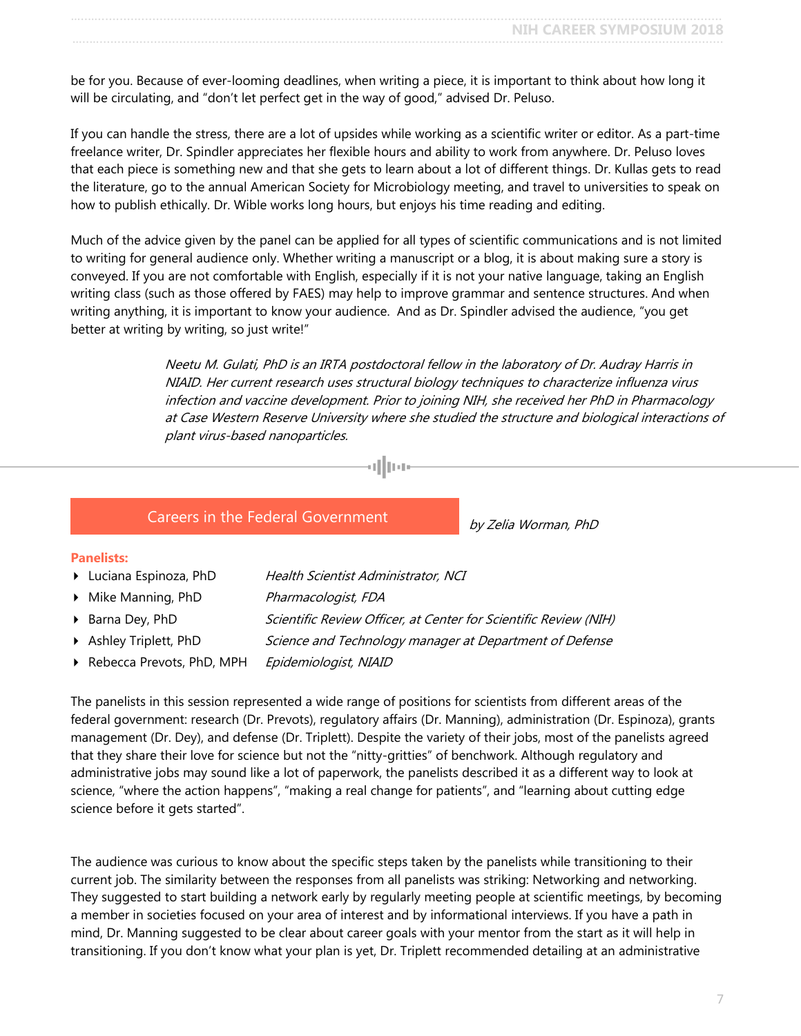be for you. Because of ever-looming deadlines, when writing a piece, it is important to think about how long it will be circulating, and "don't let perfect get in the way of good," advised Dr. Peluso.

If you can handle the stress, there are a lot of upsides while working as a scientific writer or editor. As a part-time freelance writer, Dr. Spindler appreciates her flexible hours and ability to work from anywhere. Dr. Peluso loves that each piece is something new and that she gets to learn about a lot of different things. Dr. Kullas gets to read the literature, go to the annual American Society for Microbiology meeting, and travel to universities to speak on how to publish ethically. Dr. Wible works long hours, but enjoys his time reading and editing.

Much of the advice given by the panel can be applied for all types of scientific communications and is not limited to writing for general audience only. Whether writing a manuscript or a blog, it is about making sure a story is conveyed. If you are not comfortable with English, especially if it is not your native language, taking an English writing class (such as those offered by FAES) may help to improve grammar and sentence structures. And when writing anything, it is important to know your audience. And as Dr. Spindler advised the audience, "you get better at writing by writing, so just write!"

> *Neetu M. Gulati, PhD is an IRTA postdoctoral fellow in the laboratory of Dr. Audray Harris in NIAID. Her current research uses structural biology techniques to characterize influenza virus infection and vaccine development. Prior to joining NIH, she received her PhD in Pharmacology at Case Western Reserve University where she studied the structure and biological interactions of plant virus-based nanoparticles.*

---

## Careers in the Federal Government

*by Zelia Worman, PhD*

**Panelists:**

- Luciana Espinoza, PhD — *Health Scientist Administrator, NCI*
- Mike Manning, PhD — *Pharmacologist, FDA*
- Barna Dey, PhD — *Scientific Review Officer, at Center for Scientific Review (NIH)*
- Ashley Triplett, PhD — *Science and Technology manager at Department of Defense*
- Rebecca Prevots, PhD, MPH — *Epidemiologist, NIAID*

The panelists in this session represented a wide range of positions for scientists from different areas of the federal government: research (Dr. Prevots), regulatory affairs (Dr. Manning), administration (Dr. Espinoza), grants management (Dr. Dey), and defense (Dr. Triplett). Despite the variety of their jobs, most of the panelists agreed that they share their love for science but not the "nitty-gritties" of benchwork. Although regulatory and administrative jobs may sound like a lot of paperwork, the panelists described it as a different way to look at science, "where the action happens", "making a real change for patients", and "learning about cutting edge science before it gets started".

The audience was curious to know about the specific steps taken by the panelists while transitioning to their current job. The similarity between the responses from all panelists was striking: Networking and networking. They suggested to start building a network early by regularly meeting people at scientific meetings, by becoming a member in societies focused on your area of interest and by informational interviews. If you have a path in mind, Dr. Manning suggested to be clear about career goals with your mentor from the start as it will help in transitioning. If you don't know what your plan is yet, Dr. Triplett recommended detailing at an administrative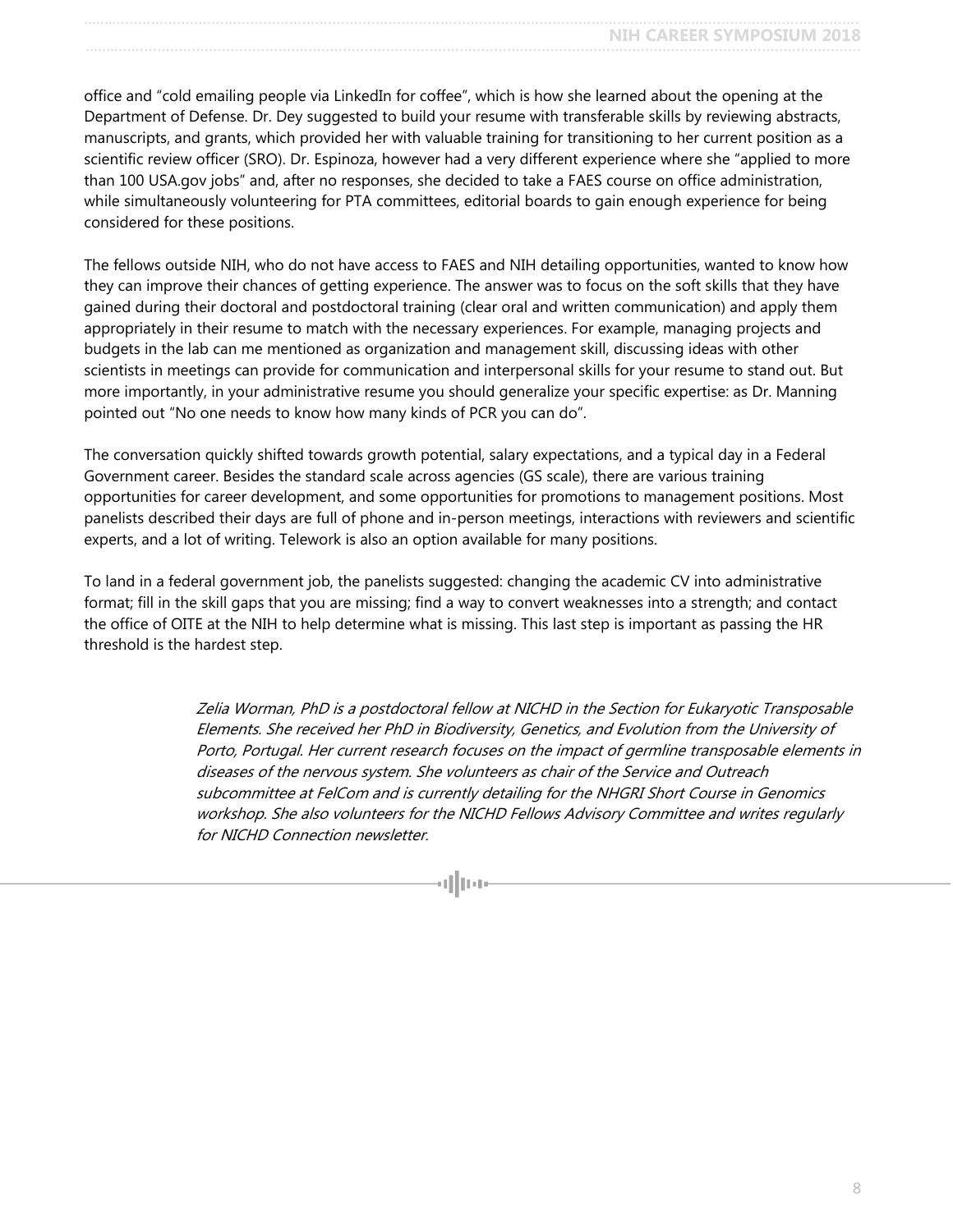office and "cold emailing people via LinkedIn for coffee", which is how she learned about the opening at the Department of Defense. Dr. Dey suggested to build your resume with transferable skills by reviewing abstracts, manuscripts, and grants, which provided her with valuable training for transitioning to her current position as a scientific review officer (SRO). Dr. Espinoza, however had a very different experience where she "applied to more than 100 USA.gov jobs" and, after no responses, she decided to take a FAES course on office administration, while simultaneously volunteering for PTA committees, editorial boards to gain enough experience for being considered for these positions.

The fellows outside NIH, who do not have access to FAES and NIH detailing opportunities, wanted to know how they can improve their chances of getting experience. The answer was to focus on the soft skills that they have gained during their doctoral and postdoctoral training (clear oral and written communication) and apply them appropriately in their resume to match with the necessary experiences. For example, managing projects and budgets in the lab can me mentioned as organization and management skill, discussing ideas with other scientists in meetings can provide for communication and interpersonal skills for your resume to stand out. But more importantly, in your administrative resume you should generalize your specific expertise: as Dr. Manning pointed out "No one needs to know how many kinds of PCR you can do".

The conversation quickly shifted towards growth potential, salary expectations, and a typical day in a Federal Government career. Besides the standard scale across agencies (GS scale), there are various training opportunities for career development, and some opportunities for promotions to management positions. Most panelists described their days are full of phone and in-person meetings, interactions with reviewers and scientific experts, and a lot of writing. Telework is also an option available for many positions.

To land in a federal government job, the panelists suggested: changing the academic CV into administrative format; fill in the skill gaps that you are missing; find a way to convert weaknesses into a strength; and contact the office of OITE at the NIH to help determine what is missing. This last step is important as passing the HR threshold is the hardest step.

*Zelia Worman, PhD is a postdoctoral fellow at NICHD in the Section for Eukaryotic Transposable Elements. She received her PhD in Biodiversity, Genetics, and Evolution from the University of Porto, Portugal. Her current research focuses on the impact of germline transposable elements in diseases of the nervous system. She volunteers as chair of the Service and Outreach subcommittee at FelCom and is currently detailing for the NHGRI Short Course in Genomics workshop. She also volunteers for the NICHD Fellows Advisory Committee and writes regularly for NICHD Connection newsletter.*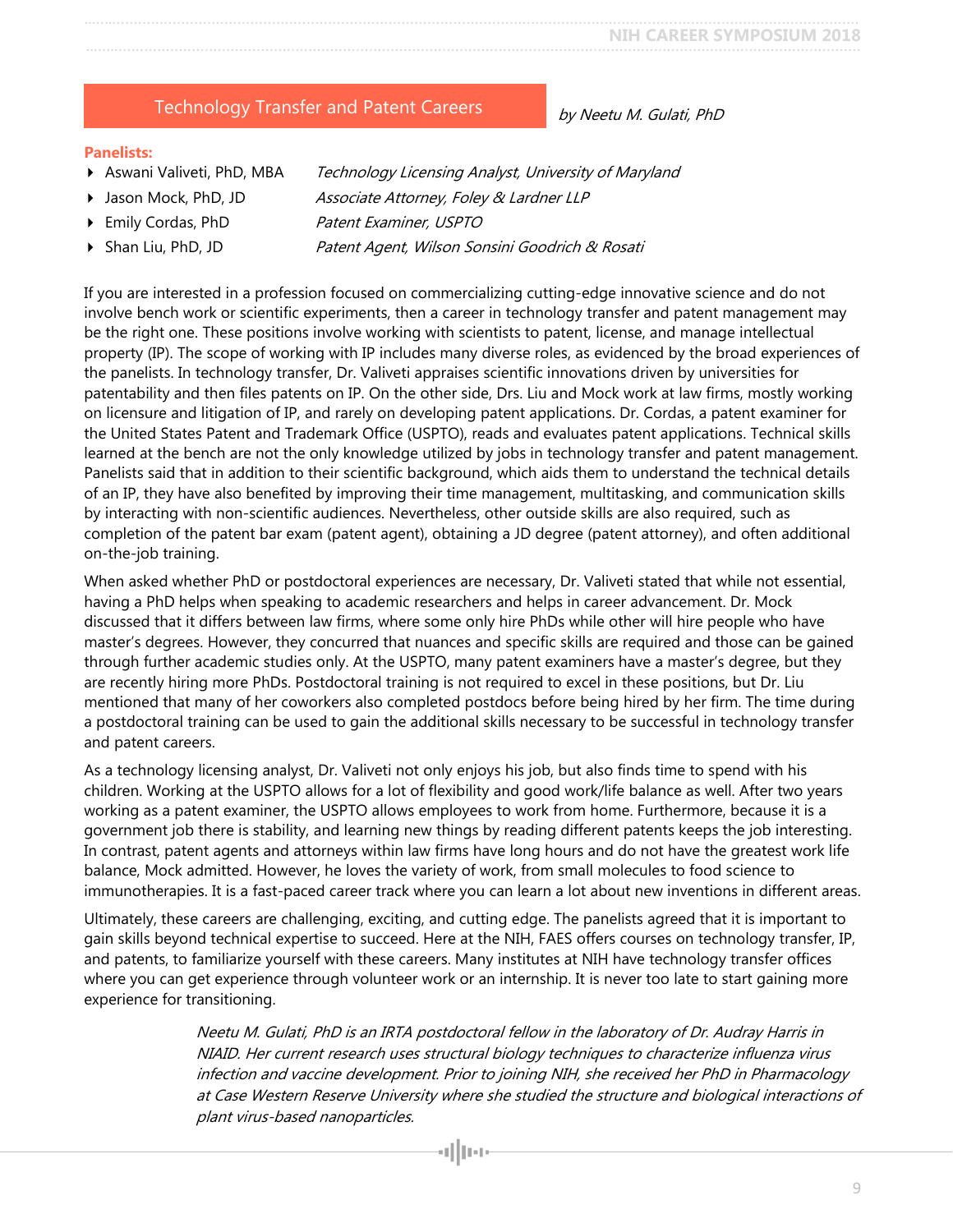## Technology Transfer and Patent Careers

*by Neetu M. Gulati, PhD*

**Panelists:**

- Aswani Valiveti, PhD, MBA — *Technology Licensing Analyst, University of Maryland*
- Jason Mock, PhD, JD — *Associate Attorney, Foley & Lardner LLP*
- Emily Cordas, PhD — *Patent Examiner, USPTO*
- Shan Liu, PhD, JD — *Patent Agent, Wilson Sonsini Goodrich & Rosati*

If you are interested in a profession focused on commercializing cutting-edge innovative science and do not involve bench work or scientific experiments, then a career in technology transfer and patent management may be the right one. These positions involve working with scientists to patent, license, and manage intellectual property (IP). The scope of working with IP includes many diverse roles, as evidenced by the broad experiences of the panelists. In technology transfer, Dr. Valiveti appraises scientific innovations driven by universities for patentability and then files patents on IP. On the other side, Drs. Liu and Mock work at law firms, mostly working on licensure and litigation of IP, and rarely on developing patent applications. Dr. Cordas, a patent examiner for the United States Patent and Trademark Office (USPTO), reads and evaluates patent applications. Technical skills learned at the bench are not the only knowledge utilized by jobs in technology transfer and patent management. Panelists said that in addition to their scientific background, which aids them to understand the technical details of an IP, they have also benefited by improving their time management, multitasking, and communication skills by interacting with non-scientific audiences. Nevertheless, other outside skills are also required, such as completion of the patent bar exam (patent agent), obtaining a JD degree (patent attorney), and often additional on-the-job training.

When asked whether PhD or postdoctoral experiences are necessary, Dr. Valiveti stated that while not essential, having a PhD helps when speaking to academic researchers and helps in career advancement. Dr. Mock discussed that it differs between law firms, where some only hire PhDs while other will hire people who have master's degrees. However, they concurred that nuances and specific skills are required and those can be gained through further academic studies only. At the USPTO, many patent examiners have a master's degree, but they are recently hiring more PhDs. Postdoctoral training is not required to excel in these positions, but Dr. Liu mentioned that many of her coworkers also completed postdocs before being hired by her firm. The time during a postdoctoral training can be used to gain the additional skills necessary to be successful in technology transfer and patent careers.

As a technology licensing analyst, Dr. Valiveti not only enjoys his job, but also finds time to spend with his children. Working at the USPTO allows for a lot of flexibility and good work/life balance as well. After two years working as a patent examiner, the USPTO allows employees to work from home. Furthermore, because it is a government job there is stability, and learning new things by reading different patents keeps the job interesting. In contrast, patent agents and attorneys within law firms have long hours and do not have the greatest work life balance, Mock admitted. However, he loves the variety of work, from small molecules to food science to immunotherapies. It is a fast-paced career track where you can learn a lot about new inventions in different areas.

Ultimately, these careers are challenging, exciting, and cutting edge. The panelists agreed that it is important to gain skills beyond technical expertise to succeed. Here at the NIH, FAES offers courses on technology transfer, IP, and patents, to familiarize yourself with these careers. Many institutes at NIH have technology transfer offices where you can get experience through volunteer work or an internship. It is never too late to start gaining more experience for transitioning.

*Neetu M. Gulati, PhD is an IRTA postdoctoral fellow in the laboratory of Dr. Audray Harris in NIAID. Her current research uses structural biology techniques to characterize influenza virus infection and vaccine development. Prior to joining NIH, she received her PhD in Pharmacology at Case Western Reserve University where she studied the structure and biological interactions of plant virus-based nanoparticles.*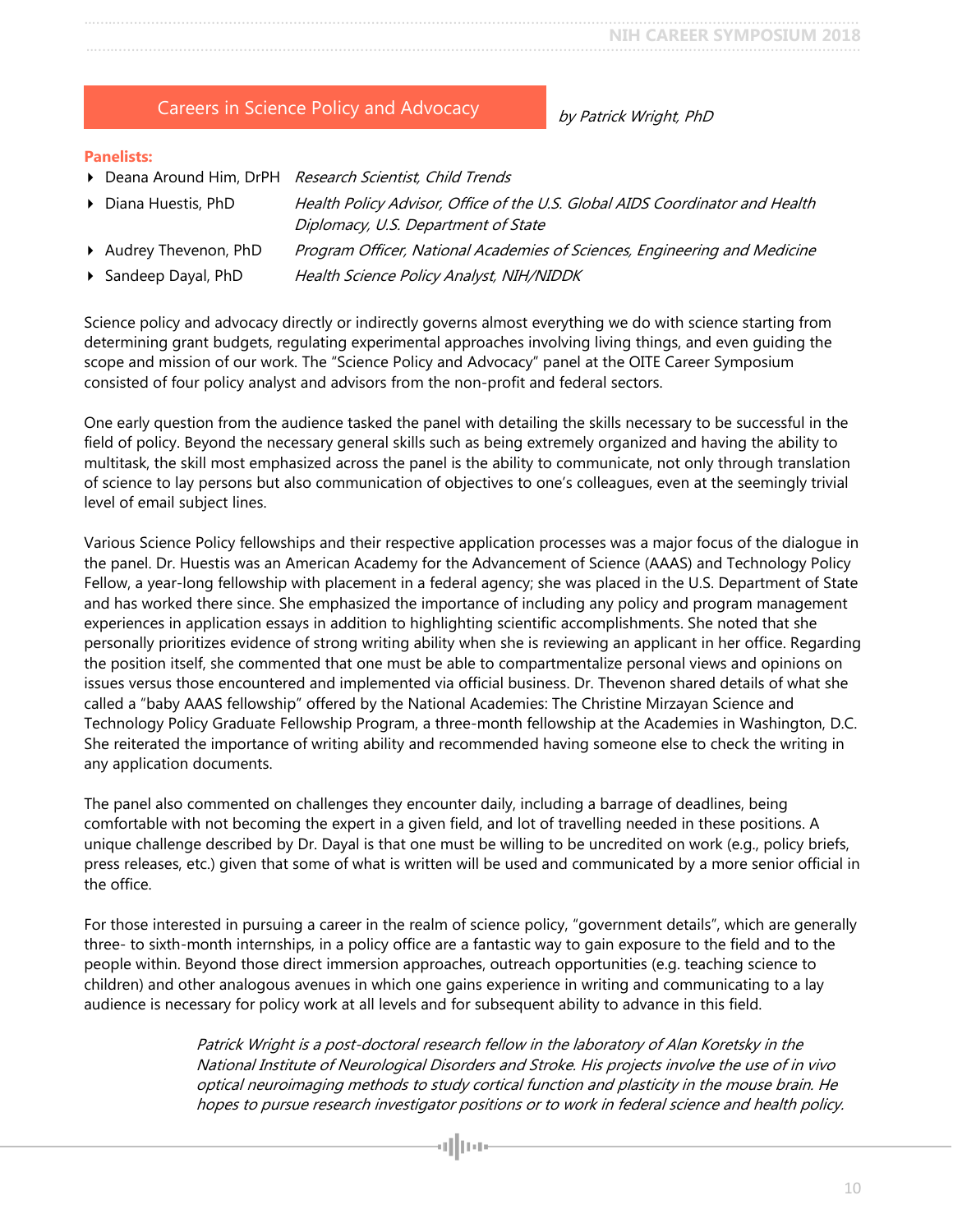## Careers in Science Policy and Advocacy

*by Patrick Wright, PhD*

**Panelists:**

- Deana Around Him, DrPH — *Research Scientist, Child Trends*
- Diana Huestis, PhD — *Health Policy Advisor, Office of the U.S. Global AIDS Coordinator and Health Diplomacy, U.S. Department of State*
- Audrey Thevenon, PhD — *Program Officer, National Academies of Sciences, Engineering and Medicine*
- Sandeep Dayal, PhD — *Health Science Policy Analyst, NIH/NIDDK*

Science policy and advocacy directly or indirectly governs almost everything we do with science starting from determining grant budgets, regulating experimental approaches involving living things, and even guiding the scope and mission of our work. The "Science Policy and Advocacy" panel at the OITE Career Symposium consisted of four policy analyst and advisors from the non-profit and federal sectors.

One early question from the audience tasked the panel with detailing the skills necessary to be successful in the field of policy. Beyond the necessary general skills such as being extremely organized and having the ability to multitask, the skill most emphasized across the panel is the ability to communicate, not only through translation of science to lay persons but also communication of objectives to one's colleagues, even at the seemingly trivial level of email subject lines.

Various Science Policy fellowships and their respective application processes was a major focus of the dialogue in the panel. Dr. Huestis was an American Academy for the Advancement of Science (AAAS) and Technology Policy Fellow, a year-long fellowship with placement in a federal agency; she was placed in the U.S. Department of State and has worked there since. She emphasized the importance of including any policy and program management experiences in application essays in addition to highlighting scientific accomplishments. She noted that she personally prioritizes evidence of strong writing ability when she is reviewing an applicant in her office. Regarding the position itself, she commented that one must be able to compartmentalize personal views and opinions on issues versus those encountered and implemented via official business. Dr. Thevenon shared details of what she called a "baby AAAS fellowship" offered by the National Academies: The Christine Mirzayan Science and Technology Policy Graduate Fellowship Program, a three-month fellowship at the Academies in Washington, D.C. She reiterated the importance of writing ability and recommended having someone else to check the writing in any application documents.

The panel also commented on challenges they encounter daily, including a barrage of deadlines, being comfortable with not becoming the expert in a given field, and lot of travelling needed in these positions. A unique challenge described by Dr. Dayal is that one must be willing to be uncredited on work (e.g., policy briefs, press releases, etc.) given that some of what is written will be used and communicated by a more senior official in the office.

For those interested in pursuing a career in the realm of science policy, "government details", which are generally three- to sixth-month internships, in a policy office are a fantastic way to gain exposure to the field and to the people within. Beyond those direct immersion approaches, outreach opportunities (e.g. teaching science to children) and other analogous avenues in which one gains experience in writing and communicating to a lay audience is necessary for policy work at all levels and for subsequent ability to advance in this field.

*Patrick Wright is a post-doctoral research fellow in the laboratory of Alan Koretsky in the National Institute of Neurological Disorders and Stroke. His projects involve the use of in vivo optical neuroimaging methods to study cortical function and plasticity in the mouse brain. He hopes to pursue research investigator positions or to work in federal science and health policy.*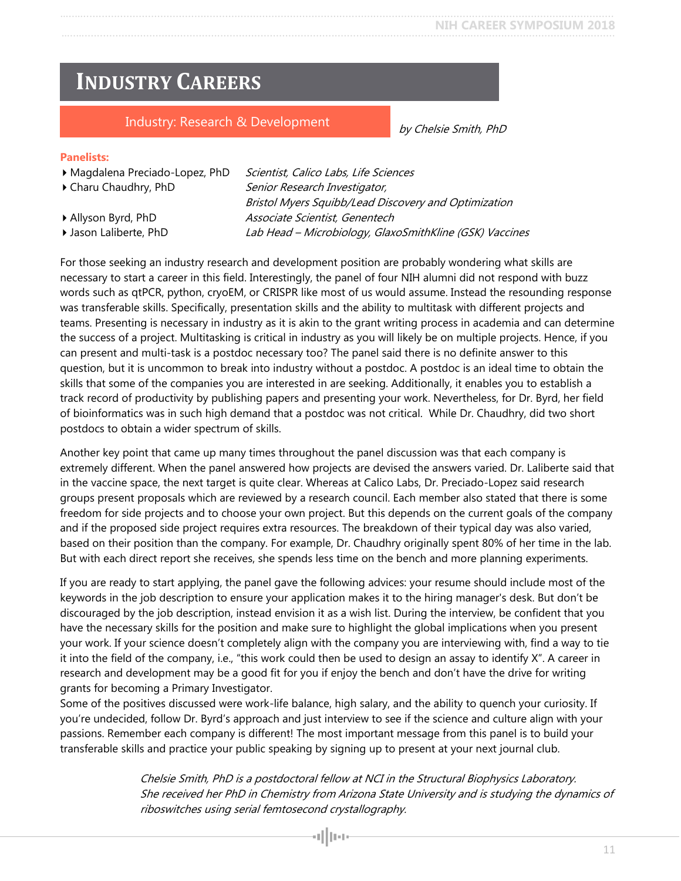# INDUSTRY CAREERS

## Industry: Research & Development

*by Chelsie Smith, PhD*

**Panelists:**

- Magdalena Preciado-Lopez, PhD — *Scientist, Calico Labs, Life Sciences*
- Charu Chaudhry, PhD — *Senior Research Investigator, Bristol Myers Squibb/Lead Discovery and Optimization*
- Allyson Byrd, PhD — *Associate Scientist, Genentech*
- Jason Laliberte, PhD — *Lab Head – Microbiology, GlaxoSmithKline (GSK) Vaccines*

For those seeking an industry research and development position are probably wondering what skills are necessary to start a career in this field. Interestingly, the panel of four NIH alumni did not respond with buzz words such as qtPCR, python, cryoEM, or CRISPR like most of us would assume. Instead the resounding response was transferable skills. Specifically, presentation skills and the ability to multitask with different projects and teams. Presenting is necessary in industry as it is akin to the grant writing process in academia and can determine the success of a project. Multitasking is critical in industry as you will likely be on multiple projects. Hence, if you can present and multi-task is a postdoc necessary too? The panel said there is no definite answer to this question, but it is uncommon to break into industry without a postdoc. A postdoc is an ideal time to obtain the skills that some of the companies you are interested in are seeking. Additionally, it enables you to establish a track record of productivity by publishing papers and presenting your work. Nevertheless, for Dr. Byrd, her field of bioinformatics was in such high demand that a postdoc was not critical.  While Dr. Chaudhry, did two short postdocs to obtain a wider spectrum of skills.

Another key point that came up many times throughout the panel discussion was that each company is extremely different. When the panel answered how projects are devised the answers varied. Dr. Laliberte said that in the vaccine space, the next target is quite clear. Whereas at Calico Labs, Dr. Preciado-Lopez said research groups present proposals which are reviewed by a research council. Each member also stated that there is some freedom for side projects and to choose your own project. But this depends on the current goals of the company and if the proposed side project requires extra resources. The breakdown of their typical day was also varied, based on their position than the company. For example, Dr. Chaudhry originally spent 80% of her time in the lab. But with each direct report she receives, she spends less time on the bench and more planning experiments.

If you are ready to start applying, the panel gave the following advices: your resume should include most of the keywords in the job description to ensure your application makes it to the hiring manager's desk. But don't be discouraged by the job description, instead envision it as a wish list. During the interview, be confident that you have the necessary skills for the position and make sure to highlight the global implications when you present your work. If your science doesn't completely align with the company you are interviewing with, find a way to tie it into the field of the company, i.e., "this work could then be used to design an assay to identify X". A career in research and development may be a good fit for you if enjoy the bench and don't have the drive for writing grants for becoming a Primary Investigator.

Some of the positives discussed were work-life balance, high salary, and the ability to quench your curiosity. If you're undecided, follow Dr. Byrd's approach and just interview to see if the science and culture align with your passions. Remember each company is different! The most important message from this panel is to build your transferable skills and practice your public speaking by signing up to present at your next journal club.

*Chelsie Smith, PhD is a postdoctoral fellow at NCI in the Structural Biophysics Laboratory. She received her PhD in Chemistry from Arizona State University and is studying the dynamics of riboswitches using serial femtosecond crystallography.*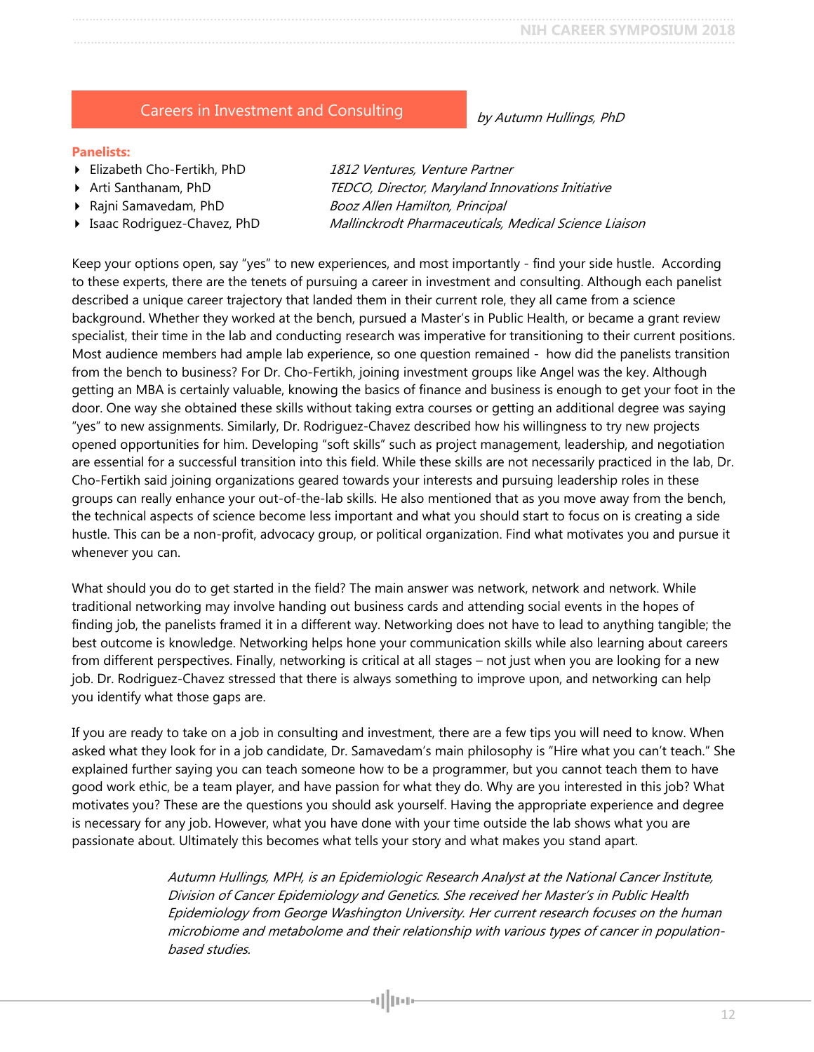## Careers in Investment and Consulting

*by Autumn Hullings, PhD*

**Panelists:**

- Elizabeth Cho-Fertikh, PhD — *1812 Ventures, Venture Partner*
- Arti Santhanam, PhD — *TEDCO, Director, Maryland Innovations Initiative*
- Rajni Samavedam, PhD — *Booz Allen Hamilton, Principal*
- Isaac Rodriguez-Chavez, PhD — *Mallinckrodt Pharmaceuticals, Medical Science Liaison*

Keep your options open, say "yes" to new experiences, and most importantly - find your side hustle. According to these experts, there are the tenets of pursuing a career in investment and consulting. Although each panelist described a unique career trajectory that landed them in their current role, they all came from a science background. Whether they worked at the bench, pursued a Master's in Public Health, or became a grant review specialist, their time in the lab and conducting research was imperative for transitioning to their current positions. Most audience members had ample lab experience, so one question remained - how did the panelists transition from the bench to business? For Dr. Cho-Fertikh, joining investment groups like Angel was the key. Although getting an MBA is certainly valuable, knowing the basics of finance and business is enough to get your foot in the door. One way she obtained these skills without taking extra courses or getting an additional degree was saying "yes" to new assignments. Similarly, Dr. Rodriguez-Chavez described how his willingness to try new projects opened opportunities for him. Developing "soft skills" such as project management, leadership, and negotiation are essential for a successful transition into this field. While these skills are not necessarily practiced in the lab, Dr. Cho-Fertikh said joining organizations geared towards your interests and pursuing leadership roles in these groups can really enhance your out-of-the-lab skills. He also mentioned that as you move away from the bench, the technical aspects of science become less important and what you should start to focus on is creating a side hustle. This can be a non-profit, advocacy group, or political organization. Find what motivates you and pursue it whenever you can.

What should you do to get started in the field? The main answer was network, network and network. While traditional networking may involve handing out business cards and attending social events in the hopes of finding job, the panelists framed it in a different way. Networking does not have to lead to anything tangible; the best outcome is knowledge. Networking helps hone your communication skills while also learning about careers from different perspectives. Finally, networking is critical at all stages – not just when you are looking for a new job. Dr. Rodriguez-Chavez stressed that there is always something to improve upon, and networking can help you identify what those gaps are.

If you are ready to take on a job in consulting and investment, there are a few tips you will need to know. When asked what they look for in a job candidate, Dr. Samavedam's main philosophy is "Hire what you can't teach." She explained further saying you can teach someone how to be a programmer, but you cannot teach them to have good work ethic, be a team player, and have passion for what they do. Why are you interested in this job? What motivates you? These are the questions you should ask yourself. Having the appropriate experience and degree is necessary for any job. However, what you have done with your time outside the lab shows what you are passionate about. Ultimately this becomes what tells your story and what makes you stand apart.

*Autumn Hullings, MPH, is an Epidemiologic Research Analyst at the National Cancer Institute, Division of Cancer Epidemiology and Genetics. She received her Master's in Public Health Epidemiology from George Washington University. Her current research focuses on the human microbiome and metabolome and their relationship with various types of cancer in population-based studies.*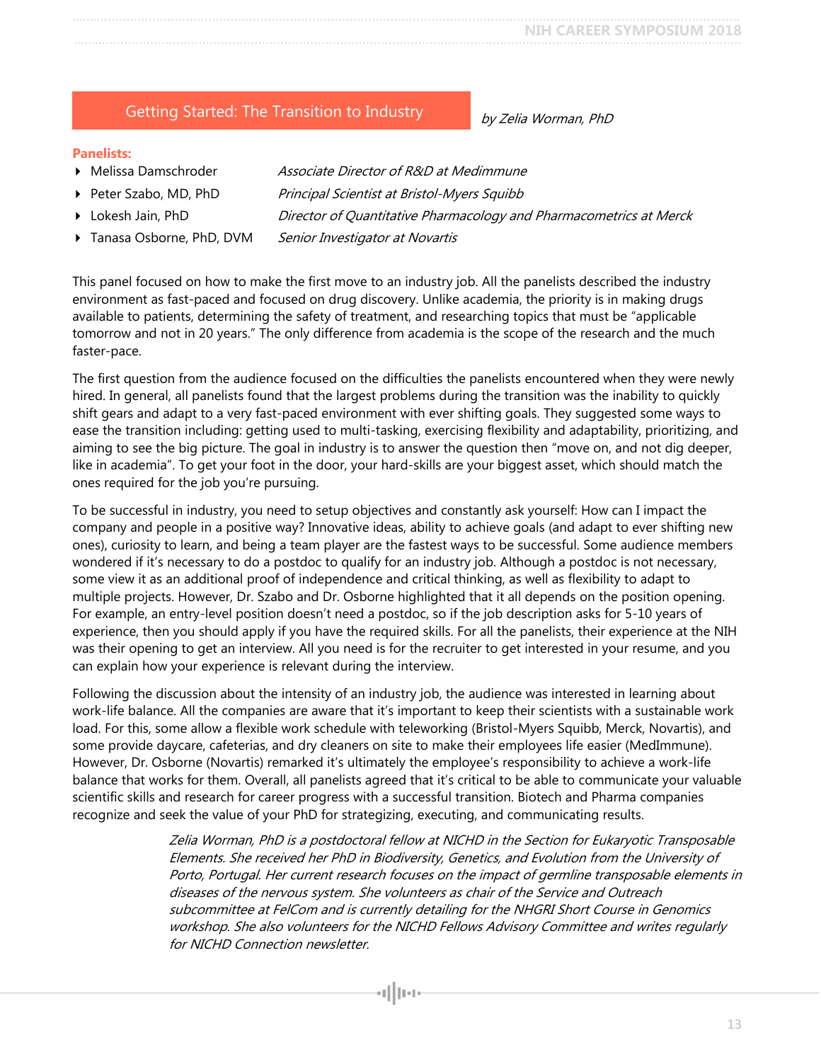## Getting Started: The Transition to Industry

*by Zelia Worman, PhD*

**Panelists:**

- Melissa Damschroder — *Associate Director of R&D at Medimmune*
- Peter Szabo, MD, PhD — *Principal Scientist at Bristol-Myers Squibb*
- Lokesh Jain, PhD — *Director of Quantitative Pharmacology and Pharmacometrics at Merck*
- Tanasa Osborne, PhD, DVM — *Senior Investigator at Novartis*

This panel focused on how to make the first move to an industry job. All the panelists described the industry environment as fast-paced and focused on drug discovery. Unlike academia, the priority is in making drugs available to patients, determining the safety of treatment, and researching topics that must be "applicable tomorrow and not in 20 years." The only difference from academia is the scope of the research and the much faster-pace.

The first question from the audience focused on the difficulties the panelists encountered when they were newly hired. In general, all panelists found that the largest problems during the transition was the inability to quickly shift gears and adapt to a very fast-paced environment with ever shifting goals. They suggested some ways to ease the transition including: getting used to multi-tasking, exercising flexibility and adaptability, prioritizing, and aiming to see the big picture. The goal in industry is to answer the question then "move on, and not dig deeper, like in academia". To get your foot in the door, your hard-skills are your biggest asset, which should match the ones required for the job you're pursuing.

To be successful in industry, you need to setup objectives and constantly ask yourself: How can I impact the company and people in a positive way? Innovative ideas, ability to achieve goals (and adapt to ever shifting new ones), curiosity to learn, and being a team player are the fastest ways to be successful. Some audience members wondered if it's necessary to do a postdoc to qualify for an industry job. Although a postdoc is not necessary, some view it as an additional proof of independence and critical thinking, as well as flexibility to adapt to multiple projects. However, Dr. Szabo and Dr. Osborne highlighted that it all depends on the position opening. For example, an entry-level position doesn't need a postdoc, so if the job description asks for 5-10 years of experience, then you should apply if you have the required skills. For all the panelists, their experience at the NIH was their opening to get an interview. All you need is for the recruiter to get interested in your resume, and you can explain how your experience is relevant during the interview.

Following the discussion about the intensity of an industry job, the audience was interested in learning about work-life balance. All the companies are aware that it's important to keep their scientists with a sustainable work load. For this, some allow a flexible work schedule with teleworking (Bristol-Myers Squibb, Merck, Novartis), and some provide daycare, cafeterias, and dry cleaners on site to make their employees life easier (MedImmune). However, Dr. Osborne (Novartis) remarked it's ultimately the employee's responsibility to achieve a work-life balance that works for them. Overall, all panelists agreed that it's critical to be able to communicate your valuable scientific skills and research for career progress with a successful transition. Biotech and Pharma companies recognize and seek the value of your PhD for strategizing, executing, and communicating results.

*Zelia Worman, PhD is a postdoctoral fellow at NICHD in the Section for Eukaryotic Transposable Elements. She received her PhD in Biodiversity, Genetics, and Evolution from the University of Porto, Portugal. Her current research focuses on the impact of germline transposable elements in diseases of the nervous system. She volunteers as chair of the Service and Outreach subcommittee at FelCom and is currently detailing for the NHGRI Short Course in Genomics workshop. She also volunteers for the NICHD Fellows Advisory Committee and writes regularly for NICHD Connection newsletter.*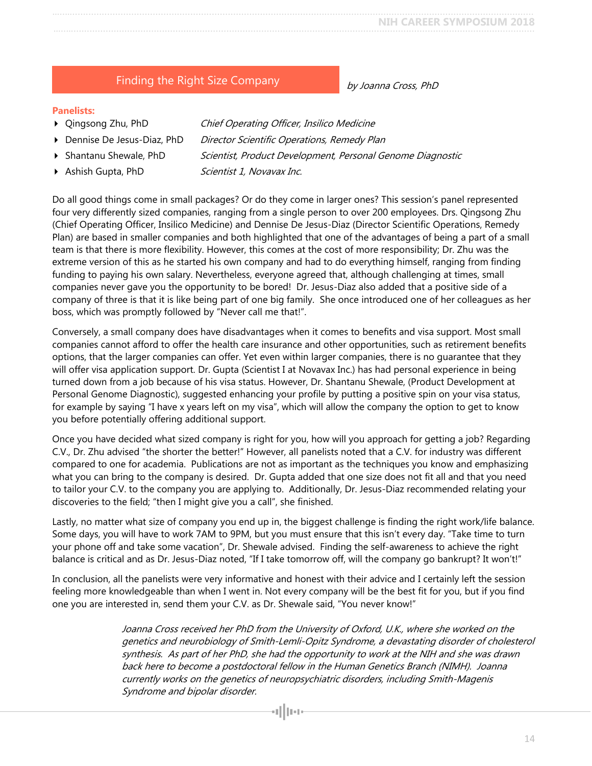## Finding the Right Size Company

*by Joanna Cross, PhD*

**Panelists:**

- Qingsong Zhu, PhD — *Chief Operating Officer, Insilico Medicine*
- Dennise De Jesus-Diaz, PhD — *Director Scientific Operations, Remedy Plan*
- Shantanu Shewale, PhD — *Scientist, Product Development, Personal Genome Diagnostic*
- Ashish Gupta, PhD — *Scientist 1, Novavax Inc.*

Do all good things come in small packages? Or do they come in larger ones? This session's panel represented four very differently sized companies, ranging from a single person to over 200 employees. Drs. Qingsong Zhu (Chief Operating Officer, Insilico Medicine) and Dennise De Jesus-Diaz (Director Scientific Operations, Remedy Plan) are based in smaller companies and both highlighted that one of the advantages of being a part of a small team is that there is more flexibility. However, this comes at the cost of more responsibility; Dr. Zhu was the extreme version of this as he started his own company and had to do everything himself, ranging from finding funding to paying his own salary. Nevertheless, everyone agreed that, although challenging at times, small companies never gave you the opportunity to be bored! Dr. Jesus-Diaz also added that a positive side of a company of three is that it is like being part of one big family. She once introduced one of her colleagues as her boss, which was promptly followed by "Never call me that!".

Conversely, a small company does have disadvantages when it comes to benefits and visa support. Most small companies cannot afford to offer the health care insurance and other opportunities, such as retirement benefits options, that the larger companies can offer. Yet even within larger companies, there is no guarantee that they will offer visa application support. Dr. Gupta (Scientist I at Novavax Inc.) has had personal experience in being turned down from a job because of his visa status. However, Dr. Shantanu Shewale, (Product Development at Personal Genome Diagnostic), suggested enhancing your profile by putting a positive spin on your visa status, for example by saying "I have x years left on my visa", which will allow the company the option to get to know you before potentially offering additional support.

Once you have decided what sized company is right for you, how will you approach for getting a job? Regarding C.V., Dr. Zhu advised "the shorter the better!" However, all panelists noted that a C.V. for industry was different compared to one for academia. Publications are not as important as the techniques you know and emphasizing what you can bring to the company is desired. Dr. Gupta added that one size does not fit all and that you need to tailor your C.V. to the company you are applying to. Additionally, Dr. Jesus-Diaz recommended relating your discoveries to the field; "then I might give you a call", she finished.

Lastly, no matter what size of company you end up in, the biggest challenge is finding the right work/life balance. Some days, you will have to work 7AM to 9PM, but you must ensure that this isn't every day. "Take time to turn your phone off and take some vacation", Dr. Shewale advised. Finding the self-awareness to achieve the right balance is critical and as Dr. Jesus-Diaz noted, "If I take tomorrow off, will the company go bankrupt? It won't!"

In conclusion, all the panelists were very informative and honest with their advice and I certainly left the session feeling more knowledgeable than when I went in. Not every company will be the best fit for you, but if you find one you are interested in, send them your C.V. as Dr. Shewale said, "You never know!"

*Joanna Cross received her PhD from the University of Oxford, U.K., where she worked on the genetics and neurobiology of Smith-Lemli-Opitz Syndrome, a devastating disorder of cholesterol synthesis. As part of her PhD, she had the opportunity to work at the NIH and she was drawn back here to become a postdoctoral fellow in the Human Genetics Branch (NIMH). Joanna currently works on the genetics of neuropsychiatric disorders, including Smith-Magenis Syndrome and bipolar disorder.*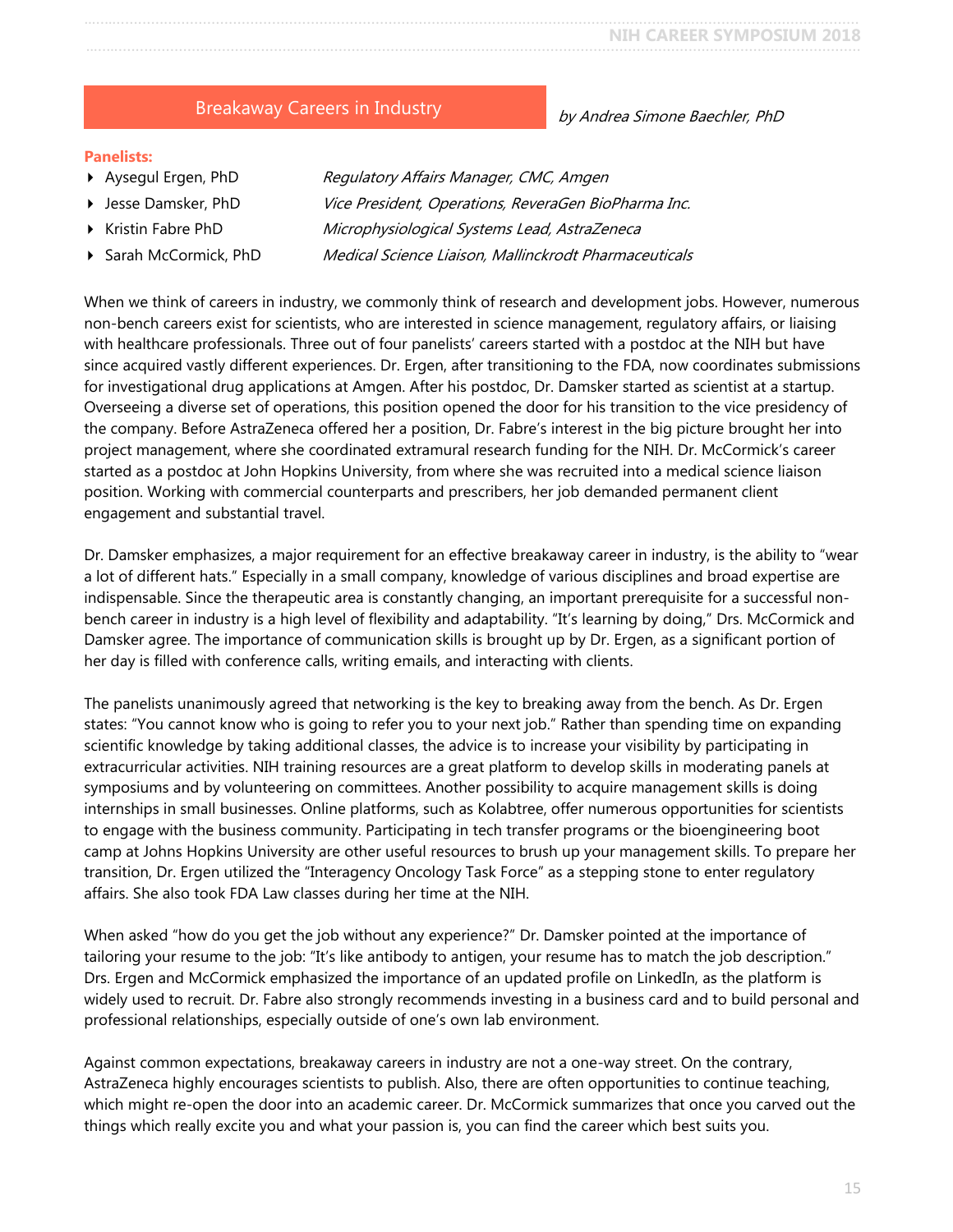## Breakaway Careers in Industry

*by Andrea Simone Baechler, PhD*

**Panelists:**

- Aysegul Ergen, PhD — *Regulatory Affairs Manager, CMC, Amgen*
- Jesse Damsker, PhD — *Vice President, Operations, ReveraGen BioPharma Inc.*
- Kristin Fabre PhD — *Microphysiological Systems Lead, AstraZeneca*
- Sarah McCormick, PhD — *Medical Science Liaison, Mallinckrodt Pharmaceuticals*

When we think of careers in industry, we commonly think of research and development jobs. However, numerous non-bench careers exist for scientists, who are interested in science management, regulatory affairs, or liaising with healthcare professionals. Three out of four panelists' careers started with a postdoc at the NIH but have since acquired vastly different experiences. Dr. Ergen, after transitioning to the FDA, now coordinates submissions for investigational drug applications at Amgen. After his postdoc, Dr. Damsker started as scientist at a startup. Overseeing a diverse set of operations, this position opened the door for his transition to the vice presidency of the company. Before AstraZeneca offered her a position, Dr. Fabre's interest in the big picture brought her into project management, where she coordinated extramural research funding for the NIH. Dr. McCormick's career started as a postdoc at John Hopkins University, from where she was recruited into a medical science liaison position. Working with commercial counterparts and prescribers, her job demanded permanent client engagement and substantial travel.

Dr. Damsker emphasizes, a major requirement for an effective breakaway career in industry, is the ability to "wear a lot of different hats." Especially in a small company, knowledge of various disciplines and broad expertise are indispensable. Since the therapeutic area is constantly changing, an important prerequisite for a successful non-bench career in industry is a high level of flexibility and adaptability. "It's learning by doing," Drs. McCormick and Damsker agree. The importance of communication skills is brought up by Dr. Ergen, as a significant portion of her day is filled with conference calls, writing emails, and interacting with clients.

The panelists unanimously agreed that networking is the key to breaking away from the bench. As Dr. Ergen states: "You cannot know who is going to refer you to your next job." Rather than spending time on expanding scientific knowledge by taking additional classes, the advice is to increase your visibility by participating in extracurricular activities. NIH training resources are a great platform to develop skills in moderating panels at symposiums and by volunteering on committees. Another possibility to acquire management skills is doing internships in small businesses. Online platforms, such as Kolabtree, offer numerous opportunities for scientists to engage with the business community. Participating in tech transfer programs or the bioengineering boot camp at Johns Hopkins University are other useful resources to brush up your management skills. To prepare her transition, Dr. Ergen utilized the "Interagency Oncology Task Force" as a stepping stone to enter regulatory affairs. She also took FDA Law classes during her time at the NIH.

When asked "how do you get the job without any experience?" Dr. Damsker pointed at the importance of tailoring your resume to the job: "It's like antibody to antigen, your resume has to match the job description." Drs. Ergen and McCormick emphasized the importance of an updated profile on LinkedIn, as the platform is widely used to recruit. Dr. Fabre also strongly recommends investing in a business card and to build personal and professional relationships, especially outside of one's own lab environment.

Against common expectations, breakaway careers in industry are not a one-way street. On the contrary, AstraZeneca highly encourages scientists to publish. Also, there are often opportunities to continue teaching, which might re-open the door into an academic career. Dr. McCormick summarizes that once you carved out the things which really excite you and what your passion is, you can find the career which best suits you.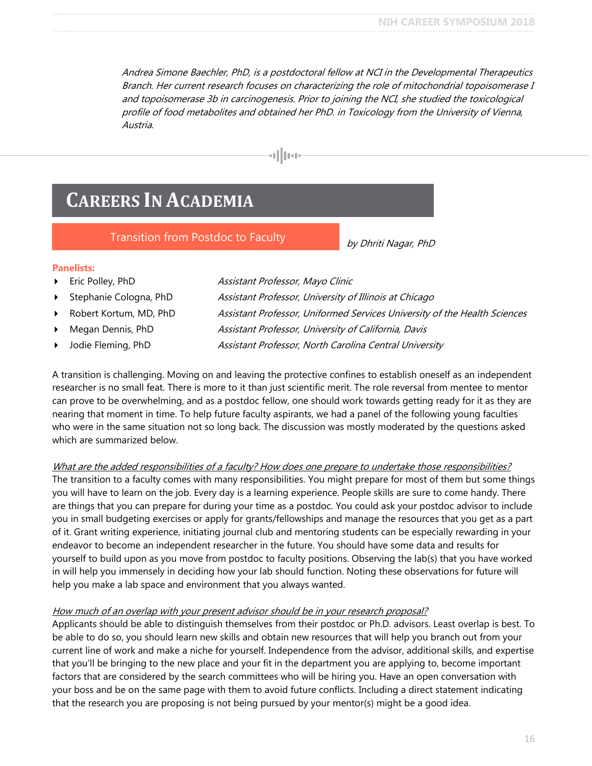*Andrea Simone Baechler, PhD, is a postdoctoral fellow at NCI in the Developmental Therapeutics Branch. Her current research focuses on characterizing the role of mitochondrial topoisomerase I and topoisomerase 3b in carcinogenesis. Prior to joining the NCI, she studied the toxicological profile of food metabolites and obtained her PhD. in Toxicology from the University of Vienna, Austria.*

# CAREERS IN ACADEMIA

## Transition from Postdoc to Faculty

*by Dhriti Nagar, PhD*

**Panelists:**

- Eric Polley, PhD — *Assistant Professor, Mayo Clinic*
- Stephanie Cologna, PhD — *Assistant Professor, University of Illinois at Chicago*
- Robert Kortum, MD, PhD — *Assistant Professor, Uniformed Services University of the Health Sciences*
- Megan Dennis, PhD — *Assistant Professor, University of California, Davis*
- Jodie Fleming, PhD — *Assistant Professor, North Carolina Central University*

A transition is challenging. Moving on and leaving the protective confines to establish oneself as an independent researcher is no small feat. There is more to it than just scientific merit. The role reversal from mentee to mentor can prove to be overwhelming, and as a postdoc fellow, one should work towards getting ready for it as they are nearing that moment in time. To help future faculty aspirants, we had a panel of the following young faculties who were in the same situation not so long back. The discussion was mostly moderated by the questions asked which are summarized below.

*What are the added responsibilities of a faculty? How does one prepare to undertake those responsibilities?*

The transition to a faculty comes with many responsibilities. You might prepare for most of them but some things you will have to learn on the job. Every day is a learning experience. People skills are sure to come handy. There are things that you can prepare for during your time as a postdoc. You could ask your postdoc advisor to include you in small budgeting exercises or apply for grants/fellowships and manage the resources that you get as a part of it. Grant writing experience, initiating journal club and mentoring students can be especially rewarding in your endeavor to become an independent researcher in the future. You should have some data and results for yourself to build upon as you move from postdoc to faculty positions. Observing the lab(s) that you have worked in will help you immensely in deciding how your lab should function. Noting these observations for future will help you make a lab space and environment that you always wanted.

*How much of an overlap with your present advisor should be in your research proposal?*

Applicants should be able to distinguish themselves from their postdoc or Ph.D. advisors. Least overlap is best. To be able to do so, you should learn new skills and obtain new resources that will help you branch out from your current line of work and make a niche for yourself. Independence from the advisor, additional skills, and expertise that you'll be bringing to the new place and your fit in the department you are applying to, become important factors that are considered by the search committees who will be hiring you. Have an open conversation with your boss and be on the same page with them to avoid future conflicts. Including a direct statement indicating that the research you are proposing is not being pursued by your mentor(s) might be a good idea.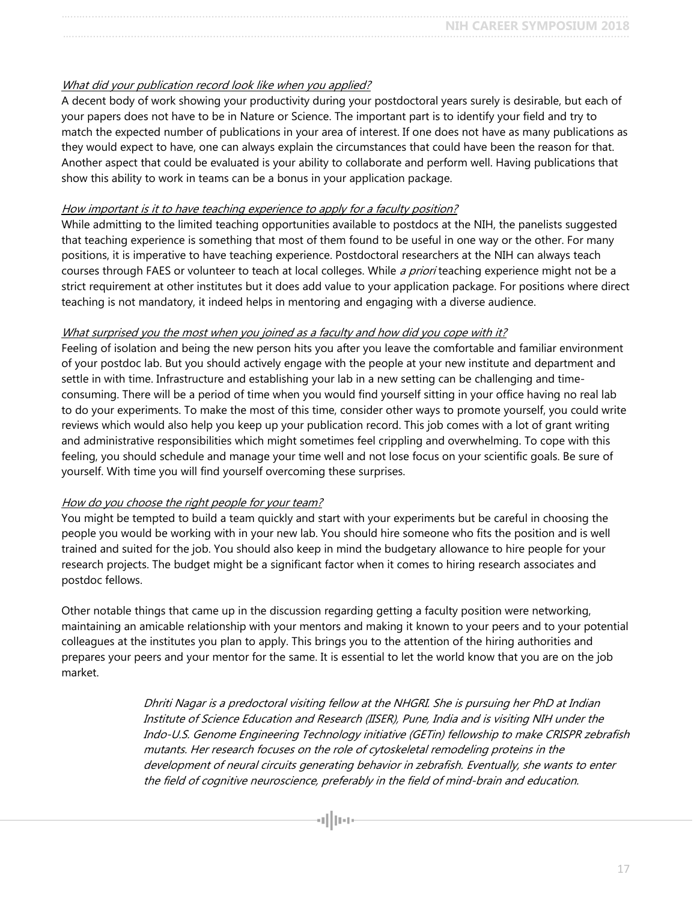*What did your publication record look like when you applied?*

A decent body of work showing your productivity during your postdoctoral years surely is desirable, but each of your papers does not have to be in Nature or Science. The important part is to identify your field and try to match the expected number of publications in your area of interest. If one does not have as many publications as they would expect to have, one can always explain the circumstances that could have been the reason for that. Another aspect that could be evaluated is your ability to collaborate and perform well. Having publications that show this ability to work in teams can be a bonus in your application package.

*How important is it to have teaching experience to apply for a faculty position?*

While admitting to the limited teaching opportunities available to postdocs at the NIH, the panelists suggested that teaching experience is something that most of them found to be useful in one way or the other. For many positions, it is imperative to have teaching experience. Postdoctoral researchers at the NIH can always teach courses through FAES or volunteer to teach at local colleges. While *a priori* teaching experience might not be a strict requirement at other institutes but it does add value to your application package. For positions where direct teaching is not mandatory, it indeed helps in mentoring and engaging with a diverse audience.

*What surprised you the most when you joined as a faculty and how did you cope with it?*

Feeling of isolation and being the new person hits you after you leave the comfortable and familiar environment of your postdoc lab. But you should actively engage with the people at your new institute and department and settle in with time. Infrastructure and establishing your lab in a new setting can be challenging and time-consuming. There will be a period of time when you would find yourself sitting in your office having no real lab to do your experiments. To make the most of this time, consider other ways to promote yourself, you could write reviews which would also help you keep up your publication record. This job comes with a lot of grant writing and administrative responsibilities which might sometimes feel crippling and overwhelming. To cope with this feeling, you should schedule and manage your time well and not lose focus on your scientific goals. Be sure of yourself. With time you will find yourself overcoming these surprises.

*How do you choose the right people for your team?*

You might be tempted to build a team quickly and start with your experiments but be careful in choosing the people you would be working with in your new lab. You should hire someone who fits the position and is well trained and suited for the job. You should also keep in mind the budgetary allowance to hire people for your research projects. The budget might be a significant factor when it comes to hiring research associates and postdoc fellows.

Other notable things that came up in the discussion regarding getting a faculty position were networking, maintaining an amicable relationship with your mentors and making it known to your peers and to your potential colleagues at the institutes you plan to apply. This brings you to the attention of the hiring authorities and prepares your peers and your mentor for the same. It is essential to let the world know that you are on the job market.

*Dhriti Nagar is a predoctoral visiting fellow at the NHGRI. She is pursuing her PhD at Indian Institute of Science Education and Research (IISER), Pune, India and is visiting NIH under the Indo-U.S. Genome Engineering Technology initiative (GETin) fellowship to make CRISPR zebrafish mutants. Her research focuses on the role of cytoskeletal remodeling proteins in the development of neural circuits generating behavior in zebrafish. Eventually, she wants to enter the field of cognitive neuroscience, preferably in the field of mind-brain and education.*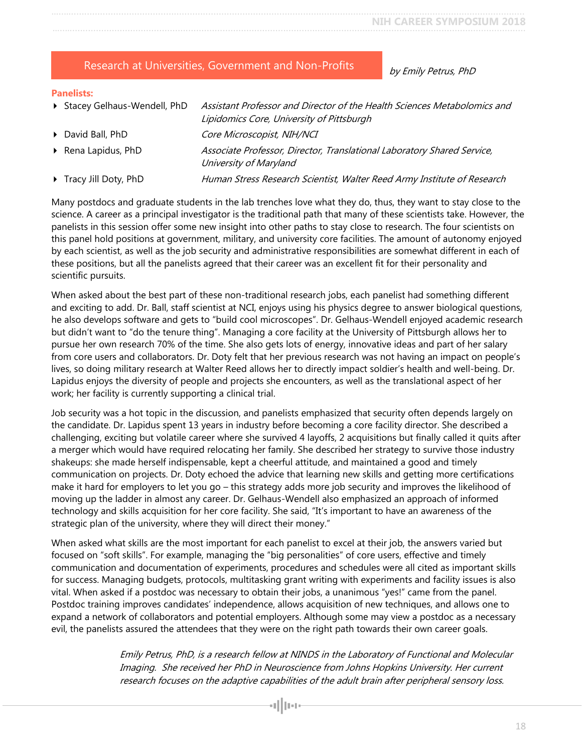## Research at Universities, Government and Non-Profits

*by Emily Petrus, PhD*

**Panelists:**

- Stacey Gelhaus-Wendell, PhD — *Assistant Professor and Director of the Health Sciences Metabolomics and Lipidomics Core, University of Pittsburgh*
- David Ball, PhD — *Core Microscopist, NIH/NCI*
- Rena Lapidus, PhD — *Associate Professor, Director, Translational Laboratory Shared Service, University of Maryland*
- Tracy Jill Doty, PhD — *Human Stress Research Scientist, Walter Reed Army Institute of Research*

Many postdocs and graduate students in the lab trenches love what they do, thus, they want to stay close to the science. A career as a principal investigator is the traditional path that many of these scientists take. However, the panelists in this session offer some new insight into other paths to stay close to research. The four scientists on this panel hold positions at government, military, and university core facilities. The amount of autonomy enjoyed by each scientist, as well as the job security and administrative responsibilities are somewhat different in each of these positions, but all the panelists agreed that their career was an excellent fit for their personality and scientific pursuits.

When asked about the best part of these non-traditional research jobs, each panelist had something different and exciting to add. Dr. Ball, staff scientist at NCI, enjoys using his physics degree to answer biological questions, he also develops software and gets to "build cool microscopes". Dr. Gelhaus-Wendell enjoyed academic research but didn't want to "do the tenure thing". Managing a core facility at the University of Pittsburgh allows her to pursue her own research 70% of the time. She also gets lots of energy, innovative ideas and part of her salary from core users and collaborators. Dr. Doty felt that her previous research was not having an impact on people's lives, so doing military research at Walter Reed allows her to directly impact soldier's health and well-being. Dr. Lapidus enjoys the diversity of people and projects she encounters, as well as the translational aspect of her work; her facility is currently supporting a clinical trial.

Job security was a hot topic in the discussion, and panelists emphasized that security often depends largely on the candidate. Dr. Lapidus spent 13 years in industry before becoming a core facility director. She described a challenging, exciting but volatile career where she survived 4 layoffs, 2 acquisitions but finally called it quits after a merger which would have required relocating her family. She described her strategy to survive those industry shakeups: she made herself indispensable, kept a cheerful attitude, and maintained a good and timely communication on projects. Dr. Doty echoed the advice that learning new skills and getting more certifications make it hard for employers to let you go – this strategy adds more job security and improves the likelihood of moving up the ladder in almost any career. Dr. Gelhaus-Wendell also emphasized an approach of informed technology and skills acquisition for her core facility. She said, "It's important to have an awareness of the strategic plan of the university, where they will direct their money."

When asked what skills are the most important for each panelist to excel at their job, the answers varied but focused on "soft skills". For example, managing the "big personalities" of core users, effective and timely communication and documentation of experiments, procedures and schedules were all cited as important skills for success. Managing budgets, protocols, multitasking grant writing with experiments and facility issues is also vital. When asked if a postdoc was necessary to obtain their jobs, a unanimous "yes!" came from the panel. Postdoc training improves candidates' independence, allows acquisition of new techniques, and allows one to expand a network of collaborators and potential employers. Although some may view a postdoc as a necessary evil, the panelists assured the attendees that they were on the right path towards their own career goals.

*Emily Petrus, PhD, is a research fellow at NINDS in the Laboratory of Functional and Molecular Imaging. She received her PhD in Neuroscience from Johns Hopkins University. Her current research focuses on the adaptive capabilities of the adult brain after peripheral sensory loss.*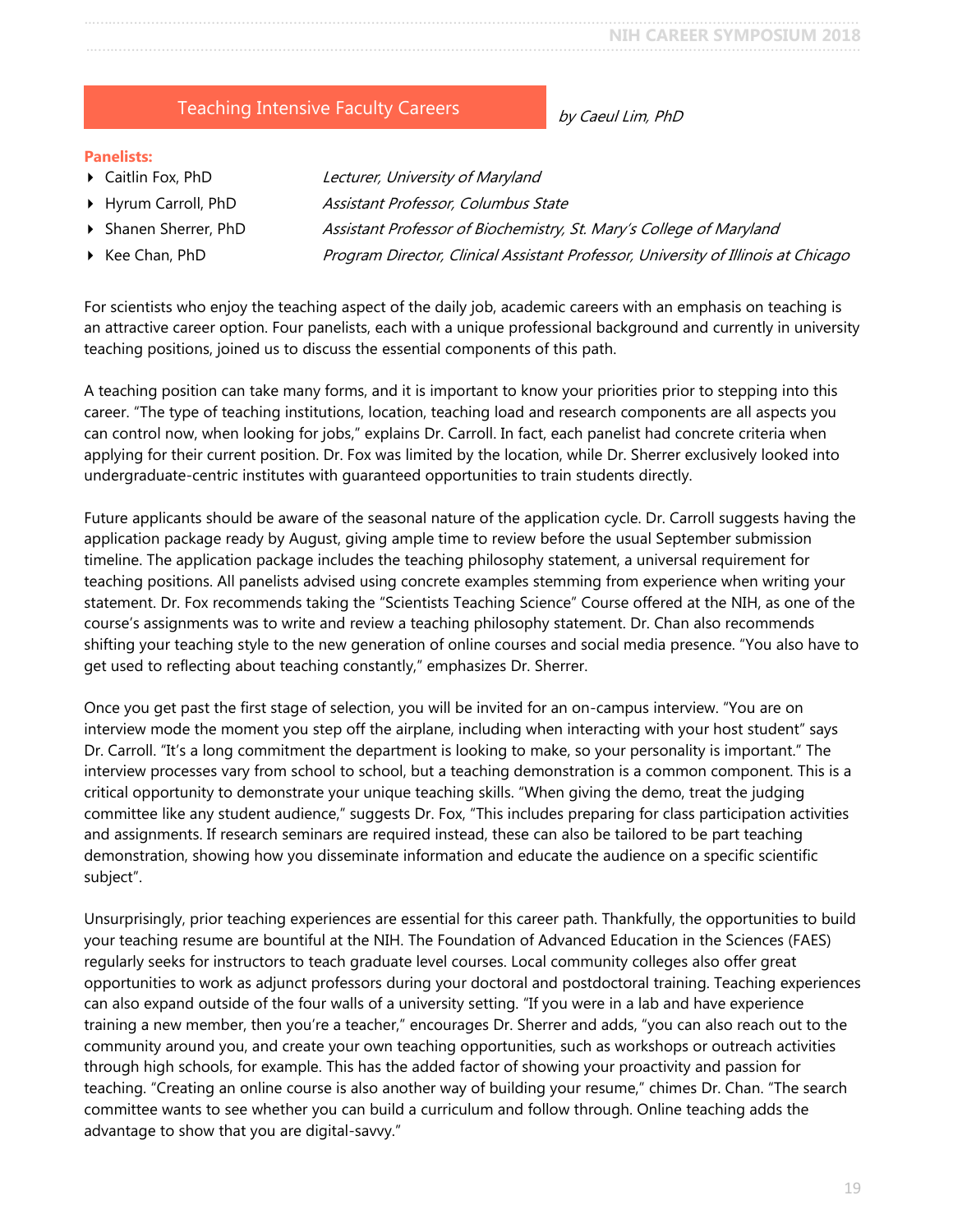## Teaching Intensive Faculty Careers

*by Caeul Lim, PhD*

**Panelists:**

- Caitlin Fox, PhD — *Lecturer, University of Maryland*
- Hyrum Carroll, PhD — *Assistant Professor, Columbus State*
- Shanen Sherrer, PhD — *Assistant Professor of Biochemistry, St. Mary's College of Maryland*
- Kee Chan, PhD — *Program Director, Clinical Assistant Professor, University of Illinois at Chicago*

For scientists who enjoy the teaching aspect of the daily job, academic careers with an emphasis on teaching is an attractive career option. Four panelists, each with a unique professional background and currently in university teaching positions, joined us to discuss the essential components of this path.

A teaching position can take many forms, and it is important to know your priorities prior to stepping into this career. "The type of teaching institutions, location, teaching load and research components are all aspects you can control now, when looking for jobs," explains Dr. Carroll. In fact, each panelist had concrete criteria when applying for their current position. Dr. Fox was limited by the location, while Dr. Sherrer exclusively looked into undergraduate-centric institutes with guaranteed opportunities to train students directly.

Future applicants should be aware of the seasonal nature of the application cycle. Dr. Carroll suggests having the application package ready by August, giving ample time to review before the usual September submission timeline. The application package includes the teaching philosophy statement, a universal requirement for teaching positions. All panelists advised using concrete examples stemming from experience when writing your statement. Dr. Fox recommends taking the "Scientists Teaching Science" Course offered at the NIH, as one of the course's assignments was to write and review a teaching philosophy statement. Dr. Chan also recommends shifting your teaching style to the new generation of online courses and social media presence. "You also have to get used to reflecting about teaching constantly," emphasizes Dr. Sherrer.

Once you get past the first stage of selection, you will be invited for an on-campus interview. "You are on interview mode the moment you step off the airplane, including when interacting with your host student" says Dr. Carroll. "It's a long commitment the department is looking to make, so your personality is important." The interview processes vary from school to school, but a teaching demonstration is a common component. This is a critical opportunity to demonstrate your unique teaching skills. "When giving the demo, treat the judging committee like any student audience," suggests Dr. Fox, "This includes preparing for class participation activities and assignments. If research seminars are required instead, these can also be tailored to be part teaching demonstration, showing how you disseminate information and educate the audience on a specific scientific subject".

Unsurprisingly, prior teaching experiences are essential for this career path. Thankfully, the opportunities to build your teaching resume are bountiful at the NIH. The Foundation of Advanced Education in the Sciences (FAES) regularly seeks for instructors to teach graduate level courses. Local community colleges also offer great opportunities to work as adjunct professors during your doctoral and postdoctoral training. Teaching experiences can also expand outside of the four walls of a university setting. "If you were in a lab and have experience training a new member, then you're a teacher," encourages Dr. Sherrer and adds, "you can also reach out to the community around you, and create your own teaching opportunities, such as workshops or outreach activities through high schools, for example. This has the added factor of showing your proactivity and passion for teaching. "Creating an online course is also another way of building your resume," chimes Dr. Chan. "The search committee wants to see whether you can build a curriculum and follow through. Online teaching adds the advantage to show that you are digital-savvy."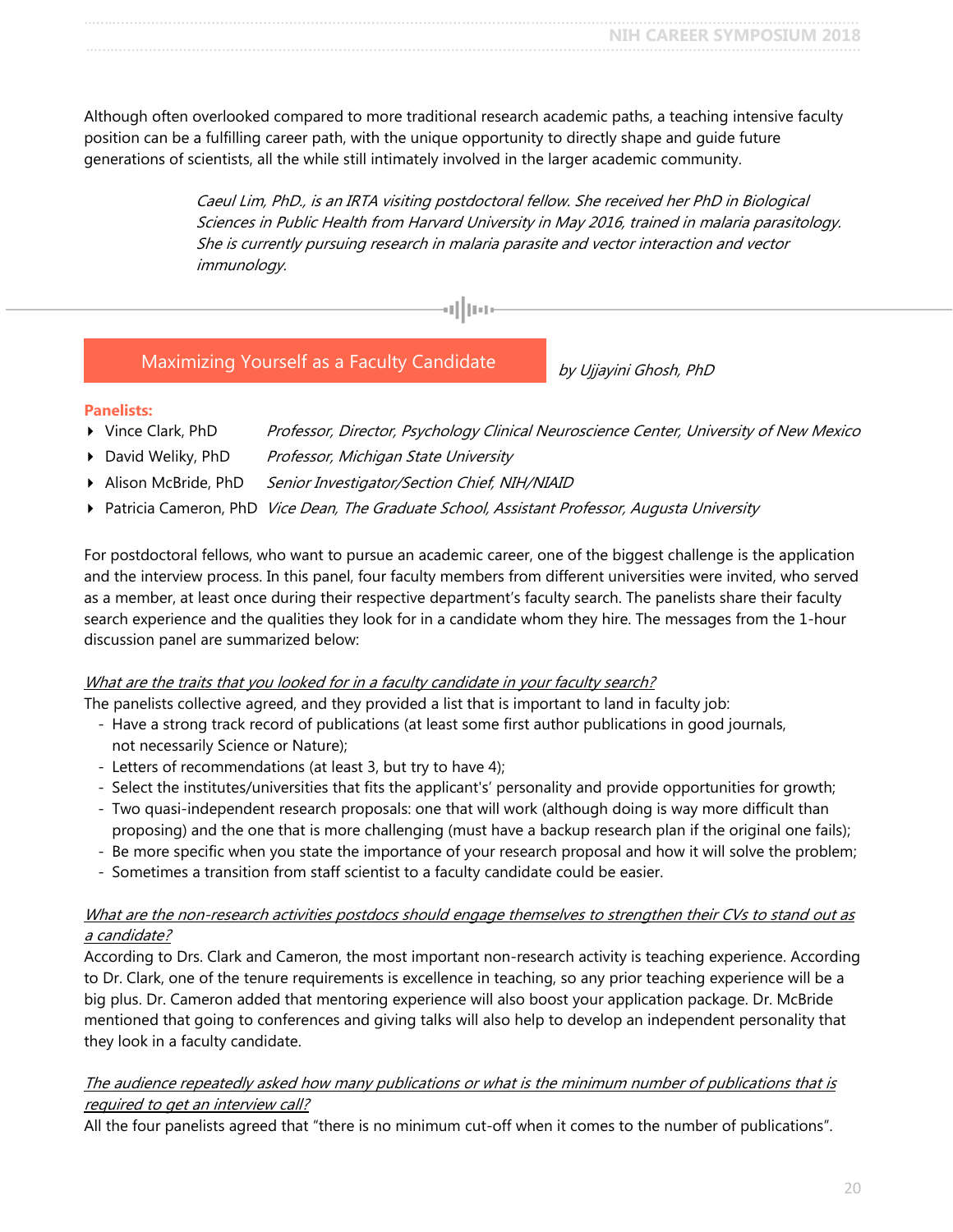Although often overlooked compared to more traditional research academic paths, a teaching intensive faculty position can be a fulfilling career path, with the unique opportunity to directly shape and guide future generations of scientists, all the while still intimately involved in the larger academic community.

*Caeul Lim, PhD., is an IRTA visiting postdoctoral fellow. She received her PhD in Biological Sciences in Public Health from Harvard University in May 2016, trained in malaria parasitology. She is currently pursuing research in malaria parasite and vector interaction and vector immunology.*

---

## Maximizing Yourself as a Faculty Candidate

*by Ujjayini Ghosh, PhD*

**Panelists:**

- Vince Clark, PhD — *Professor, Director, Psychology Clinical Neuroscience Center, University of New Mexico*
- David Weliky, PhD — *Professor, Michigan State University*
- Alison McBride, PhD — *Senior Investigator/Section Chief, NIH/NIAID*
- Patricia Cameron, PhD — *Vice Dean, The Graduate School, Assistant Professor, Augusta University*

For postdoctoral fellows, who want to pursue an academic career, one of the biggest challenge is the application and the interview process. In this panel, four faculty members from different universities were invited, who served as a member, at least once during their respective department's faculty search. The panelists share their faculty search experience and the qualities they look for in a candidate whom they hire. The messages from the 1-hour discussion panel are summarized below:

*What are the traits that you looked for in a faculty candidate in your faculty search?*

The panelists collective agreed, and they provided a list that is important to land in faculty job:

- Have a strong track record of publications (at least some first author publications in good journals, not necessarily Science or Nature);
- Letters of recommendations (at least 3, but try to have 4);
- Select the institutes/universities that fits the applicant's' personality and provide opportunities for growth;
- Two quasi-independent research proposals: one that will work (although doing is way more difficult than proposing) and the one that is more challenging (must have a backup research plan if the original one fails);
- Be more specific when you state the importance of your research proposal and how it will solve the problem;
- Sometimes a transition from staff scientist to a faculty candidate could be easier.

*What are the non-research activities postdocs should engage themselves to strengthen their CVs to stand out as a candidate?*

According to Drs. Clark and Cameron, the most important non-research activity is teaching experience. According to Dr. Clark, one of the tenure requirements is excellence in teaching, so any prior teaching experience will be a big plus. Dr. Cameron added that mentoring experience will also boost your application package. Dr. McBride mentioned that going to conferences and giving talks will also help to develop an independent personality that they look in a faculty candidate.

*The audience repeatedly asked how many publications or what is the minimum number of publications that is required to get an interview call?*

All the four panelists agreed that "there is no minimum cut-off when it comes to the number of publications".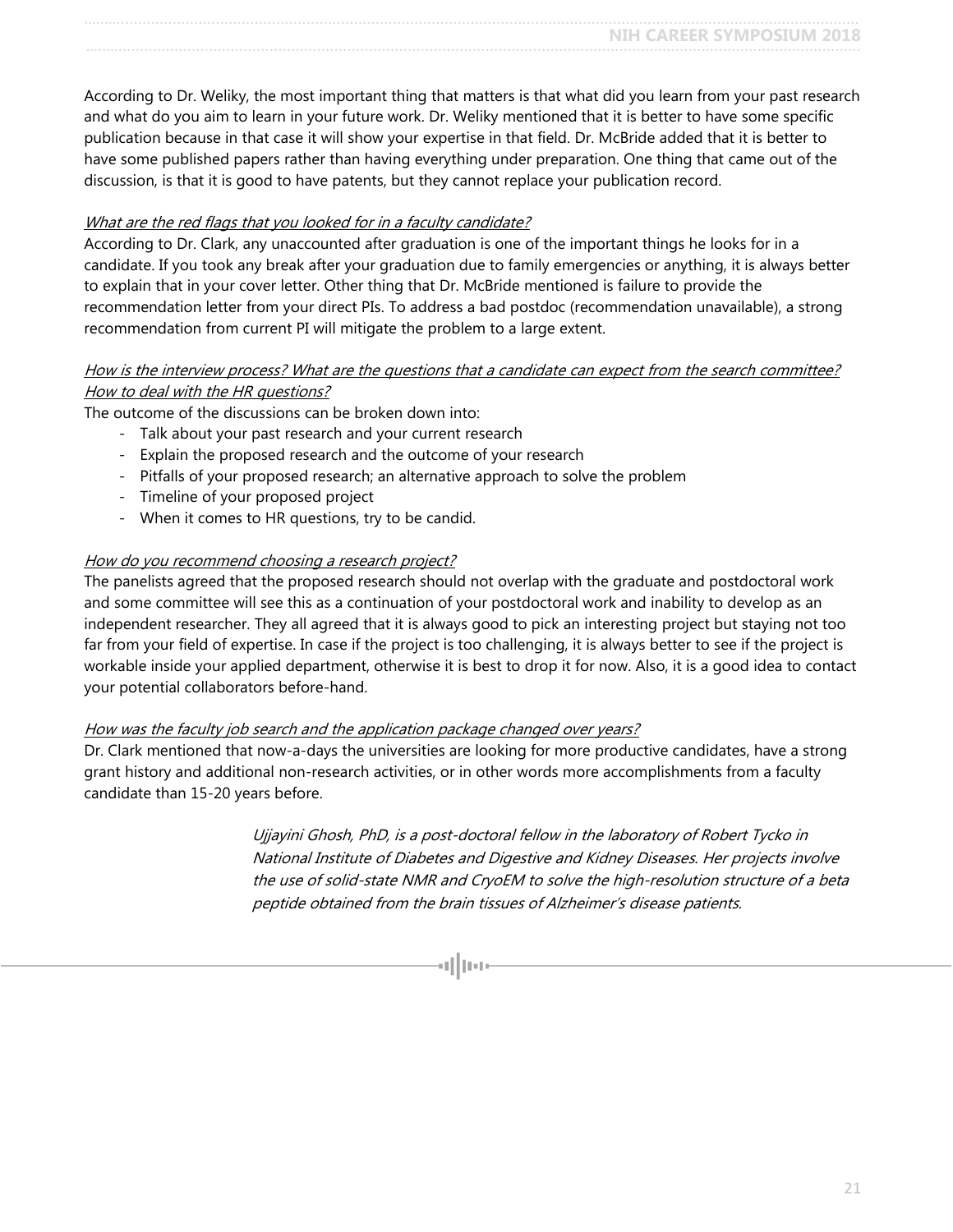According to Dr. Weliky, the most important thing that matters is that what did you learn from your past research and what do you aim to learn in your future work. Dr. Weliky mentioned that it is better to have some specific publication because in that case it will show your expertise in that field. Dr. McBride added that it is better to have some published papers rather than having everything under preparation. One thing that came out of the discussion, is that it is good to have patents, but they cannot replace your publication record.

*What are the red flags that you looked for in a faculty candidate?*

According to Dr. Clark, any unaccounted after graduation is one of the important things he looks for in a candidate. If you took any break after your graduation due to family emergencies or anything, it is always better to explain that in your cover letter. Other thing that Dr. McBride mentioned is failure to provide the recommendation letter from your direct PIs. To address a bad postdoc (recommendation unavailable), a strong recommendation from current PI will mitigate the problem to a large extent.

*How is the interview process? What are the questions that a candidate can expect from the search committee? How to deal with the HR questions?*

The outcome of the discussions can be broken down into:

- Talk about your past research and your current research
- Explain the proposed research and the outcome of your research
- Pitfalls of your proposed research; an alternative approach to solve the problem
- Timeline of your proposed project
- When it comes to HR questions, try to be candid.

*How do you recommend choosing a research project?*

The panelists agreed that the proposed research should not overlap with the graduate and postdoctoral work and some committee will see this as a continuation of your postdoctoral work and inability to develop as an independent researcher. They all agreed that it is always good to pick an interesting project but staying not too far from your field of expertise. In case if the project is too challenging, it is always better to see if the project is workable inside your applied department, otherwise it is best to drop it for now. Also, it is a good idea to contact your potential collaborators before-hand.

*How was the faculty job search and the application package changed over years?*

Dr. Clark mentioned that now-a-days the universities are looking for more productive candidates, have a strong grant history and additional non-research activities, or in other words more accomplishments from a faculty candidate than 15-20 years before.

*Ujjayini Ghosh, PhD, is a post-doctoral fellow in the laboratory of Robert Tycko in National Institute of Diabetes and Digestive and Kidney Diseases. Her projects involve the use of solid-state NMR and CryoEM to solve the high-resolution structure of a beta peptide obtained from the brain tissues of Alzheimer's disease patients.*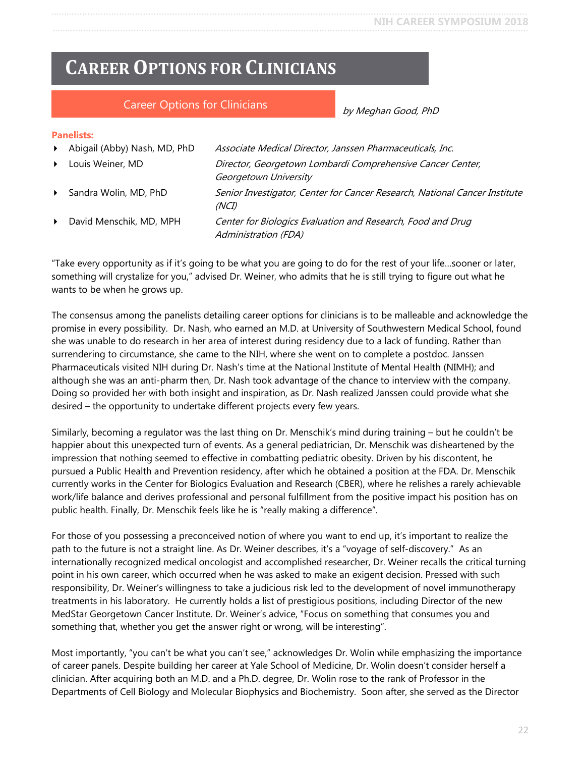# CAREER OPTIONS FOR CLINICIANS

## Career Options for Clinicians

*by Meghan Good, PhD*

**Panelists:**

- Abigail (Abby) Nash, MD, PhD — *Associate Medical Director, Janssen Pharmaceuticals, Inc.*
- Louis Weiner, MD — *Director, Georgetown Lombardi Comprehensive Cancer Center, Georgetown University*
- Sandra Wolin, MD, PhD — *Senior Investigator, Center for Cancer Research, National Cancer Institute (NCI)*
- David Menschik, MD, MPH — *Center for Biologics Evaluation and Research, Food and Drug Administration (FDA)*

"Take every opportunity as if it's going to be what you are going to do for the rest of your life…sooner or later, something will crystalize for you," advised Dr. Weiner, who admits that he is still trying to figure out what he wants to be when he grows up.

The consensus among the panelists detailing career options for clinicians is to be malleable and acknowledge the promise in every possibility. Dr. Nash, who earned an M.D. at University of Southwestern Medical School, found she was unable to do research in her area of interest during residency due to a lack of funding. Rather than surrendering to circumstance, she came to the NIH, where she went on to complete a postdoc. Janssen Pharmaceuticals visited NIH during Dr. Nash's time at the National Institute of Mental Health (NIMH); and although she was an anti-pharm then, Dr. Nash took advantage of the chance to interview with the company. Doing so provided her with both insight and inspiration, as Dr. Nash realized Janssen could provide what she desired – the opportunity to undertake different projects every few years.

Similarly, becoming a regulator was the last thing on Dr. Menschik's mind during training – but he couldn't be happier about this unexpected turn of events. As a general pediatrician, Dr. Menschik was disheartened by the impression that nothing seemed to effective in combatting pediatric obesity. Driven by his discontent, he pursued a Public Health and Prevention residency, after which he obtained a position at the FDA. Dr. Menschik currently works in the Center for Biologics Evaluation and Research (CBER), where he relishes a rarely achievable work/life balance and derives professional and personal fulfillment from the positive impact his position has on public health. Finally, Dr. Menschik feels like he is "really making a difference".

For those of you possessing a preconceived notion of where you want to end up, it's important to realize the path to the future is not a straight line. As Dr. Weiner describes, it's a "voyage of self-discovery." As an internationally recognized medical oncologist and accomplished researcher, Dr. Weiner recalls the critical turning point in his own career, which occurred when he was asked to make an exigent decision. Pressed with such responsibility, Dr. Weiner's willingness to take a judicious risk led to the development of novel immunotherapy treatments in his laboratory. He currently holds a list of prestigious positions, including Director of the new MedStar Georgetown Cancer Institute. Dr. Weiner's advice, "Focus on something that consumes you and something that, whether you get the answer right or wrong, will be interesting".

Most importantly, "you can't be what you can't see," acknowledges Dr. Wolin while emphasizing the importance of career panels. Despite building her career at Yale School of Medicine, Dr. Wolin doesn't consider herself a clinician. After acquiring both an M.D. and a Ph.D. degree, Dr. Wolin rose to the rank of Professor in the Departments of Cell Biology and Molecular Biophysics and Biochemistry. Soon after, she served as the Director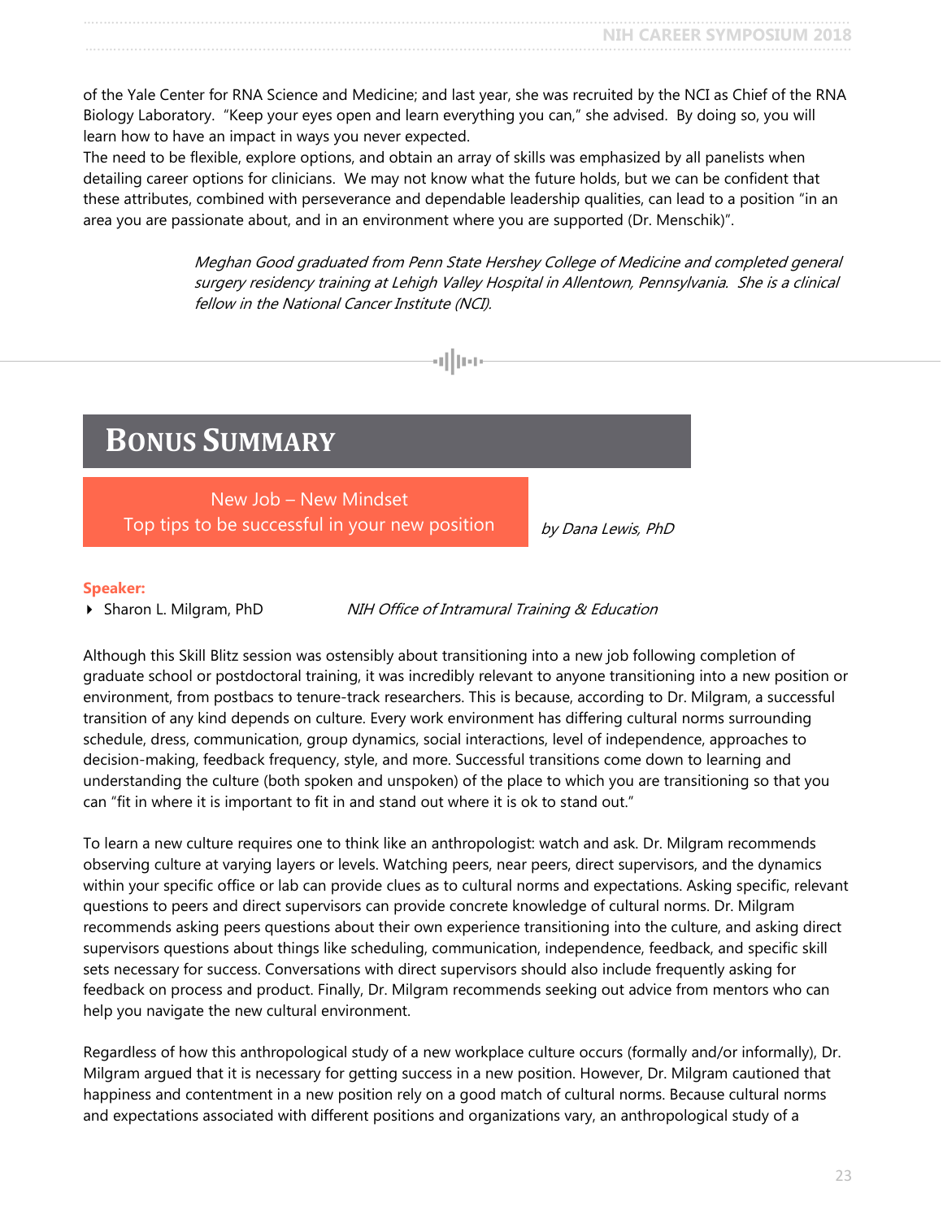of the Yale Center for RNA Science and Medicine; and last year, she was recruited by the NCI as Chief of the RNA Biology Laboratory. "Keep your eyes open and learn everything you can," she advised. By doing so, you will learn how to have an impact in ways you never expected.

The need to be flexible, explore options, and obtain an array of skills was emphasized by all panelists when detailing career options for clinicians. We may not know what the future holds, but we can be confident that these attributes, combined with perseverance and dependable leadership qualities, can lead to a position "in an area you are passionate about, and in an environment where you are supported (Dr. Menschik)".

*Meghan Good graduated from Penn State Hershey College of Medicine and completed general surgery residency training at Lehigh Valley Hospital in Allentown, Pennsylvania. She is a clinical fellow in the National Cancer Institute (NCI).*

# BONUS SUMMARY

## New Job – New Mindset
## Top tips to be successful in your new position

*by Dana Lewis, PhD*

**Speaker:**

- Sharon L. Milgram, PhD — *NIH Office of Intramural Training & Education*

Although this Skill Blitz session was ostensibly about transitioning into a new job following completion of graduate school or postdoctoral training, it was incredibly relevant to anyone transitioning into a new position or environment, from postbacs to tenure-track researchers. This is because, according to Dr. Milgram, a successful transition of any kind depends on culture. Every work environment has differing cultural norms surrounding schedule, dress, communication, group dynamics, social interactions, level of independence, approaches to decision-making, feedback frequency, style, and more. Successful transitions come down to learning and understanding the culture (both spoken and unspoken) of the place to which you are transitioning so that you can "fit in where it is important to fit in and stand out where it is ok to stand out."

To learn a new culture requires one to think like an anthropologist: watch and ask. Dr. Milgram recommends observing culture at varying layers or levels. Watching peers, near peers, direct supervisors, and the dynamics within your specific office or lab can provide clues as to cultural norms and expectations. Asking specific, relevant questions to peers and direct supervisors can provide concrete knowledge of cultural norms. Dr. Milgram recommends asking peers questions about their own experience transitioning into the culture, and asking direct supervisors questions about things like scheduling, communication, independence, feedback, and specific skill sets necessary for success. Conversations with direct supervisors should also include frequently asking for feedback on process and product. Finally, Dr. Milgram recommends seeking out advice from mentors who can help you navigate the new cultural environment.

Regardless of how this anthropological study of a new workplace culture occurs (formally and/or informally), Dr. Milgram argued that it is necessary for getting success in a new position. However, Dr. Milgram cautioned that happiness and contentment in a new position rely on a good match of cultural norms. Because cultural norms and expectations associated with different positions and organizations vary, an anthropological study of a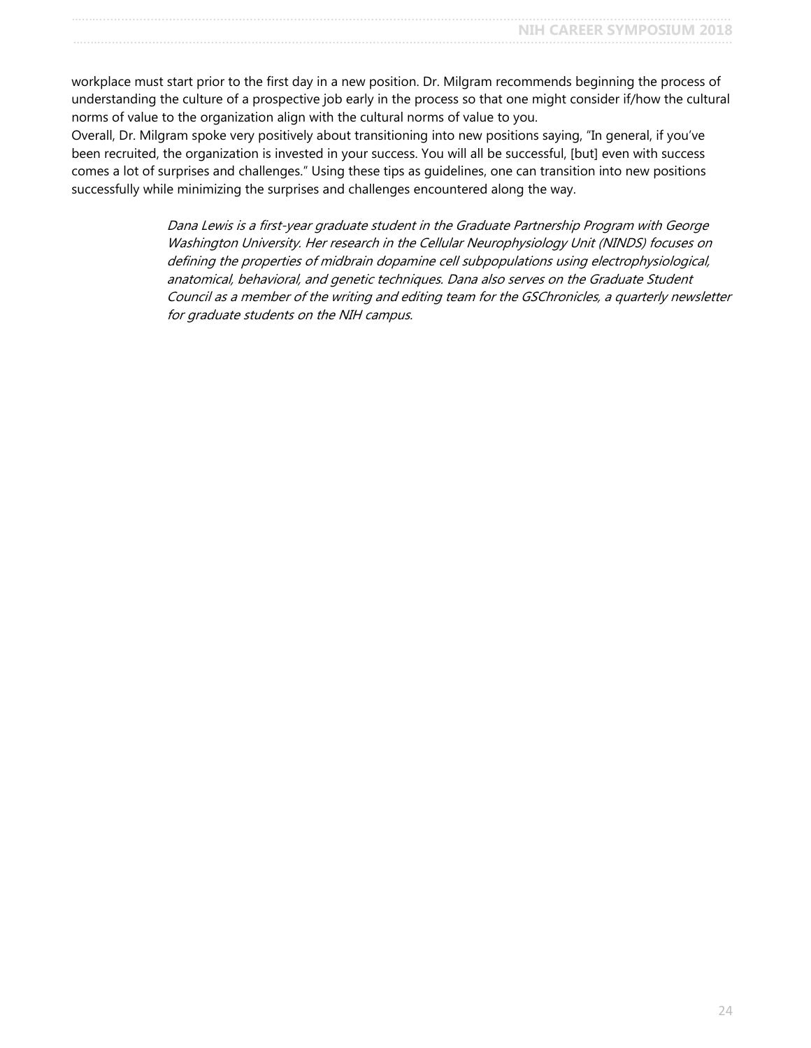workplace must start prior to the first day in a new position. Dr. Milgram recommends beginning the process of understanding the culture of a prospective job early in the process so that one might consider if/how the cultural norms of value to the organization align with the cultural norms of value to you.

Overall, Dr. Milgram spoke very positively about transitioning into new positions saying, “In general, if you’ve been recruited, the organization is invested in your success. You will all be successful, [but] even with success comes a lot of surprises and challenges.” Using these tips as guidelines, one can transition into new positions successfully while minimizing the surprises and challenges encountered along the way.

*Dana Lewis is a first-year graduate student in the Graduate Partnership Program with George Washington University. Her research in the Cellular Neurophysiology Unit (NINDS) focuses on defining the properties of midbrain dopamine cell subpopulations using electrophysiological, anatomical, behavioral, and genetic techniques. Dana also serves on the Graduate Student Council as a member of the writing and editing team for the GSChronicles, a quarterly newsletter for graduate students on the NIH campus.*